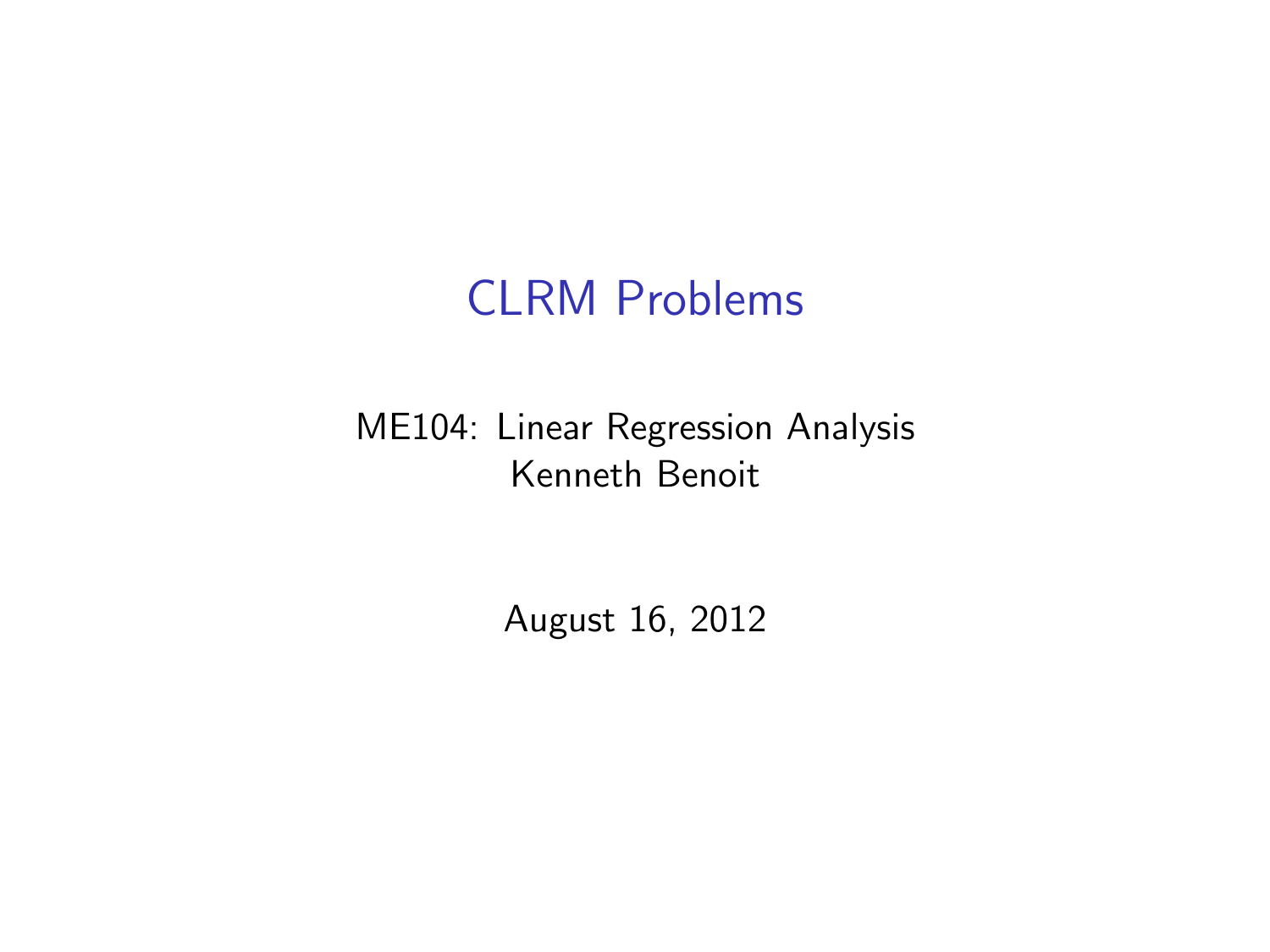# CLRM Problems

ME104: Linear Regression Analysis
Kenneth Benoit

August 16, 2012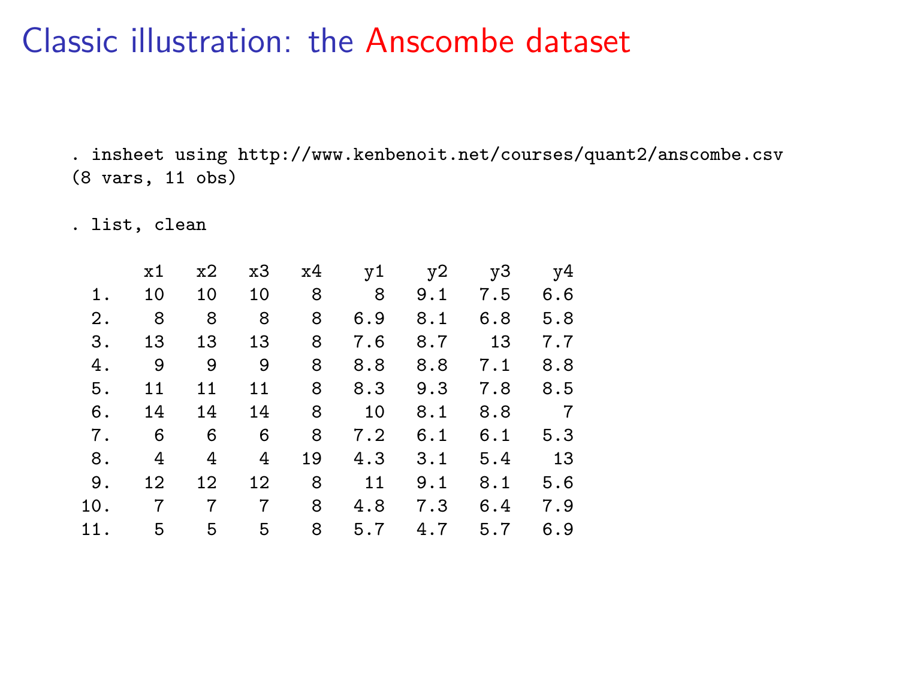# Classic illustration: the Anscombe dataset

```
. insheet using http://www.kenbenoit.net/courses/quant2/anscombe.csv
(8 vars, 11 obs)

. list, clean

       x1   x2   x3   x4    y1    y2    y3    y4
  1.   10   10   10    8     8   9.1   7.5   6.6
  2.    8    8    8    8   6.9   8.1   6.8   5.8
  3.   13   13   13    8   7.6   8.7    13   7.7
  4.    9    9    9    8   8.8   8.8   7.1   8.8
  5.   11   11   11    8   8.3   9.3   7.8   8.5
  6.   14   14   14    8    10   8.1   8.8     7
  7.    6    6    6    8   7.2   6.1   6.1   5.3
  8.    4    4    4   19   4.3   3.1   5.4    13
  9.   12   12   12    8    11   9.1   8.1   5.6
 10.    7    7    7    8   4.8   7.3   6.4   7.9
 11.    5    5    5    8   5.7   4.7   5.7   6.9
```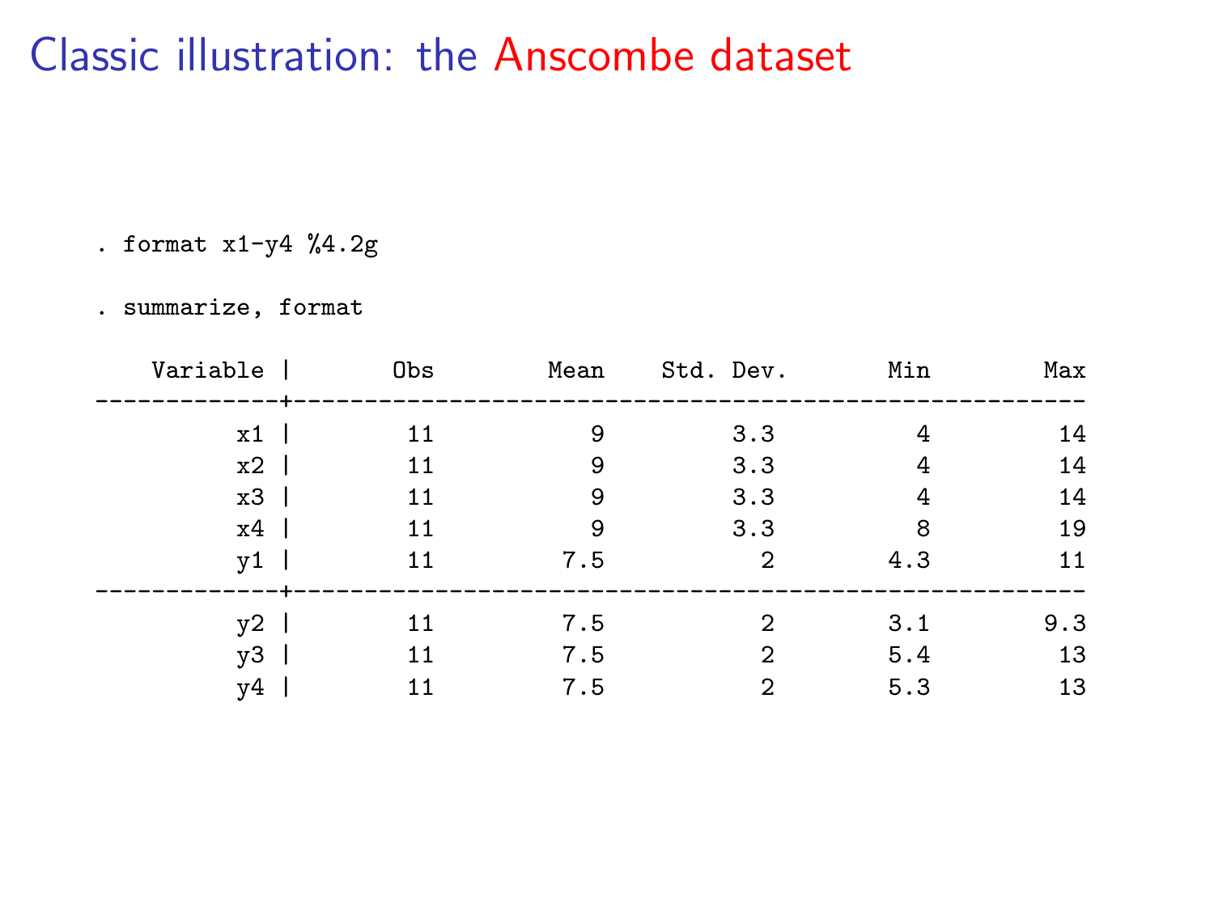# Classic illustration: the Anscombe dataset

```
. format x1-y4 %4.2g

. summarize, format

    Variable |       Obs        Mean    Std. Dev.       Min        Max
-------------+--------------------------------------------------------
          x1 |        11           9         3.3          4         14
          x2 |        11           9         3.3          4         14
          x3 |        11           9         3.3          4         14
          x4 |        11           9         3.3          8         19
          y1 |        11         7.5           2        4.3         11
-------------+--------------------------------------------------------
          y2 |        11         7.5           2        3.1        9.3
          y3 |        11         7.5           2        5.4         13
          y4 |        11         7.5           2        5.3         13
```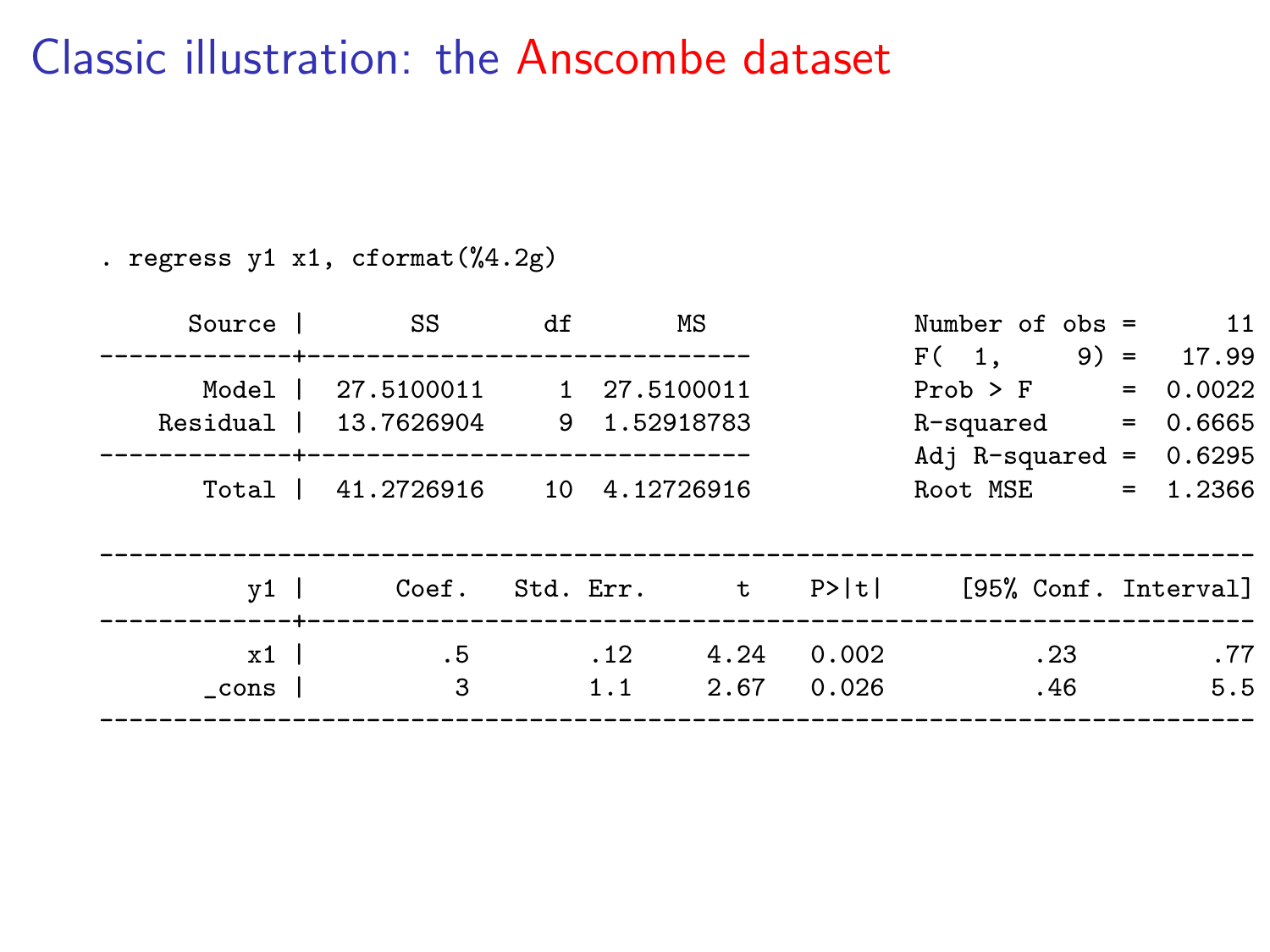# Classic illustration: the Anscombe dataset

```
. regress y1 x1, cformat(%4.2g)

      Source |       SS       df       MS              Number of obs =      11
-------------+------------------------------           F(  1,     9) =   17.99
       Model |  27.5100011     1  27.5100011           Prob > F      =  0.0022
    Residual |  13.7626904     9  1.52918783           R-squared     =  0.6665
-------------+------------------------------           Adj R-squared =  0.6295
       Total |  41.2726916    10  4.12726916           Root MSE      =  1.2366

------------------------------------------------------------------------------
          y1 |      Coef.   Std. Err.      t    P>|t|     [95% Conf. Interval]
-------------+----------------------------------------------------------------
          x1 |         .5        .12     4.24   0.002          .23         .77
       _cons |          3        1.1     2.67   0.026          .46         5.5
------------------------------------------------------------------------------
```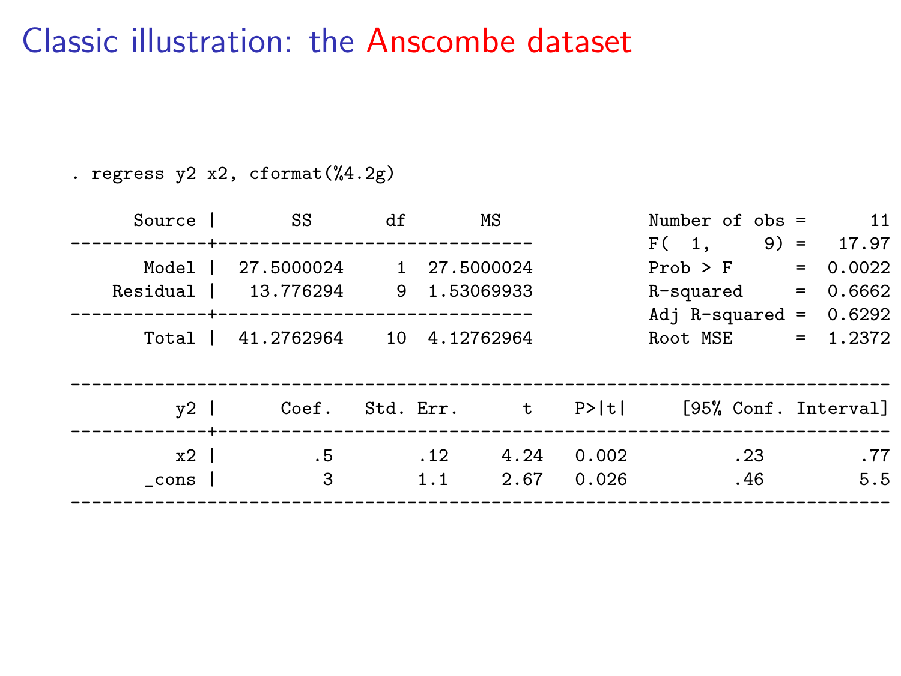# Classic illustration: the Anscombe dataset

```
. regress y2 x2, cformat(%4.2g)

      Source |       SS       df       MS              Number of obs =      11
-------------+------------------------------           F(  1,     9) =   17.97
       Model |  27.5000024     1  27.5000024           Prob > F      =  0.0022
    Residual |   13.776294     9  1.53069933           R-squared     =  0.6662
-------------+------------------------------           Adj R-squared =  0.6292
       Total |  41.2762964    10  4.12762964           Root MSE      =  1.2372

------------------------------------------------------------------------------
          y2 |      Coef.   Std. Err.      t    P>|t|     [95% Conf. Interval]
-------------+----------------------------------------------------------------
          x2 |         .5         .12     4.24   0.002           .23         .77
       _cons |          3         1.1     2.67   0.026           .46         5.5
------------------------------------------------------------------------------
```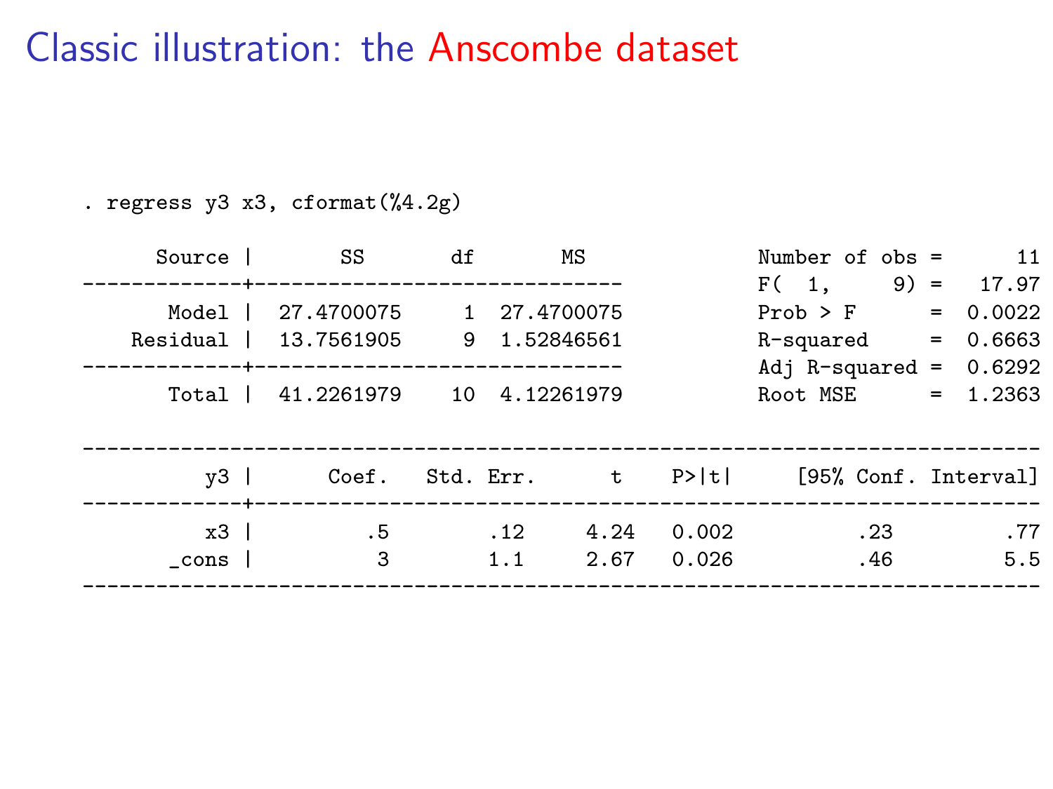# Classic illustration: the Anscombe dataset

```
. regress y3 x3, cformat(%4.2g)

      Source |       SS       df       MS              Number of obs =      11
-------------+------------------------------           F(  1,     9) =   17.97
       Model |  27.4700075     1  27.4700075           Prob > F      =  0.0022
    Residual |  13.7561905     9  1.52846561           R-squared     =  0.6663
-------------+------------------------------           Adj R-squared =  0.6292
       Total |  41.2261979    10  4.12261979           Root MSE      =  1.2363

------------------------------------------------------------------------------
          y3 |      Coef.   Std. Err.      t    P>|t|     [95% Conf. Interval]
-------------+----------------------------------------------------------------
          x3 |         .5         .12     4.24   0.002           .23         .77
       _cons |          3         1.1     2.67   0.026           .46         5.5
------------------------------------------------------------------------------
```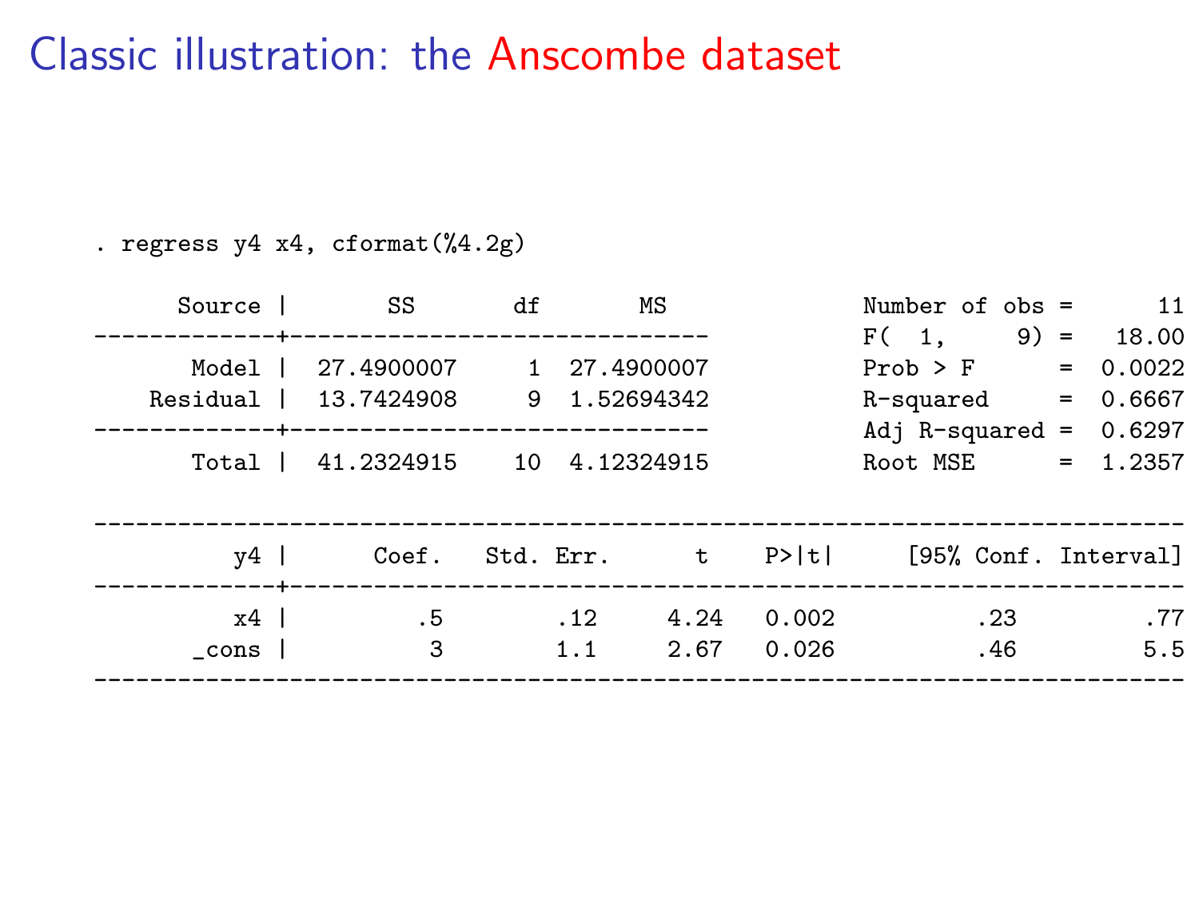# Classic illustration: the Anscombe dataset

```
. regress y4 x4, cformat(%4.2g)

      Source |       SS       df       MS              Number of obs =      11
-------------+------------------------------           F(  1,     9) =   18.00
       Model |  27.4900007     1  27.4900007           Prob > F      =  0.0022
    Residual |  13.7424908     9  1.52694342           R-squared     =  0.6667
-------------+------------------------------           Adj R-squared =  0.6297
       Total |  41.2324915    10  4.12324915           Root MSE      =  1.2357

------------------------------------------------------------------------------
          y4 |      Coef.   Std. Err.      t    P>|t|     [95% Conf. Interval]
-------------+----------------------------------------------------------------
          x4 |         .5         .12     4.24   0.002          .23         .77
       _cons |          3         1.1     2.67   0.026          .46         5.5
------------------------------------------------------------------------------
```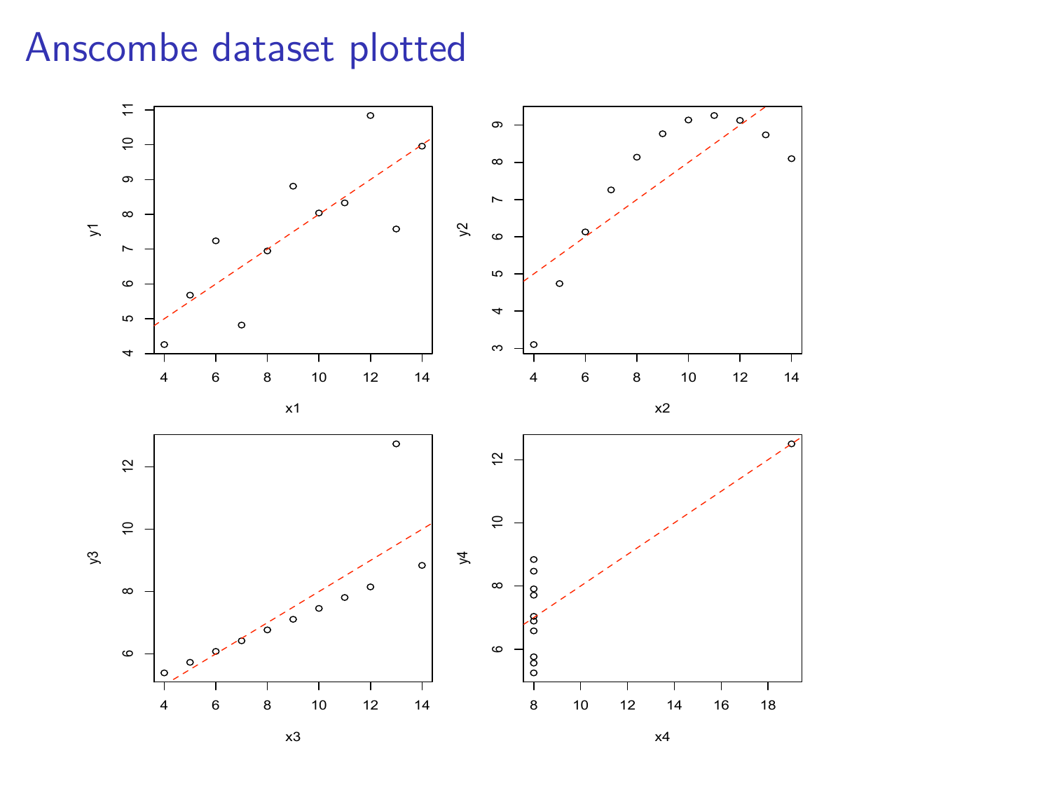# Anscombe dataset plotted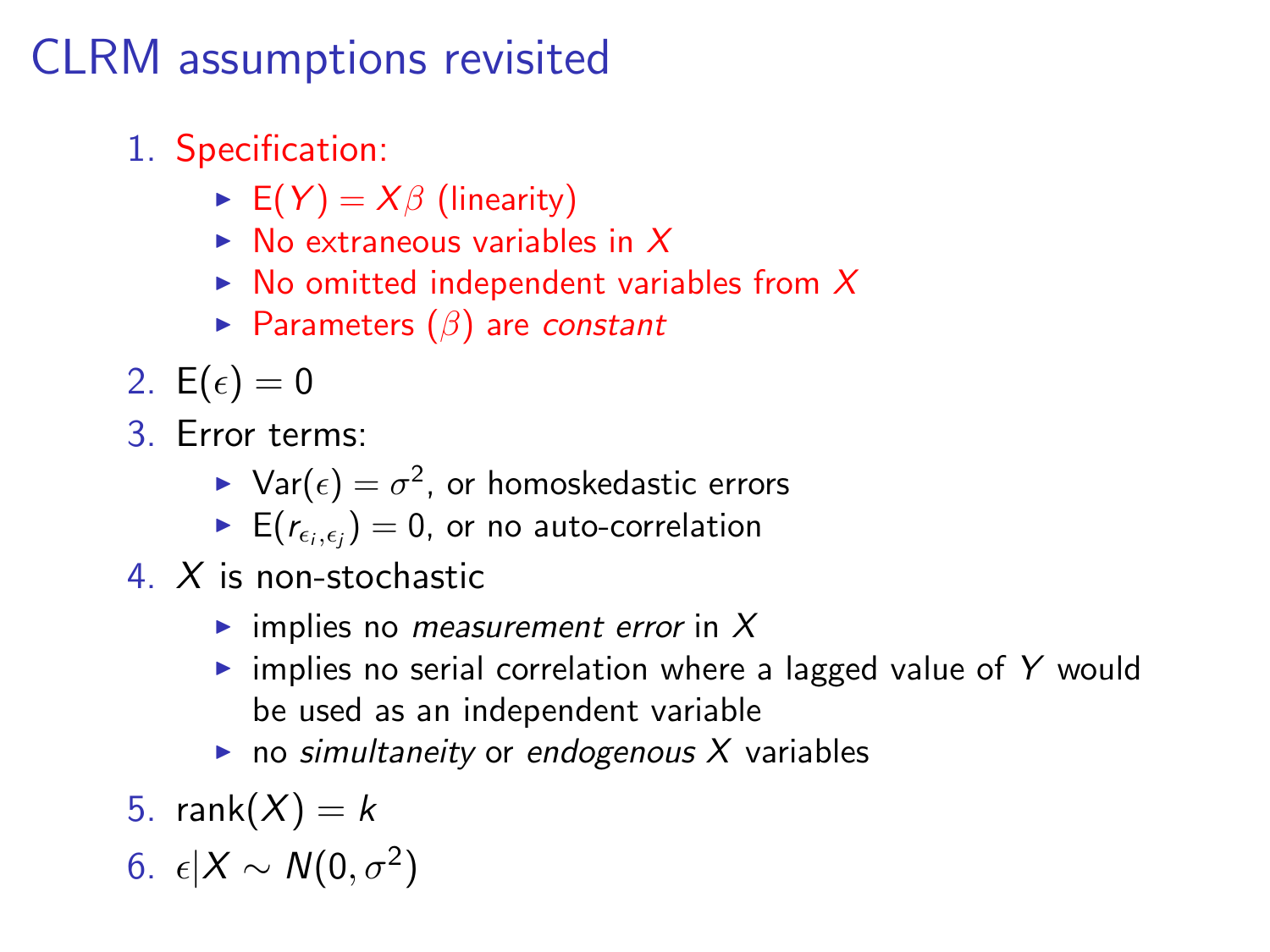# CLRM assumptions revisited

1. Specification:
   - $E(Y) = X\beta$ (linearity)
   - No extraneous variables in $X$
   - No omitted independent variables from $X$
   - Parameters ($\beta$) are *constant*
2. $E(\epsilon) = 0$
3. Error terms:
   - $Var(\epsilon) = \sigma^2$, or homoskedastic errors
   - $E(r_{\epsilon_i,\epsilon_j}) = 0$, or no auto-correlation
4. $X$ is non-stochastic
   - implies no *measurement error* in $X$
   - implies no serial correlation where a lagged value of $Y$ would be used as an independent variable
   - no *simultaneity* or *endogenous* $X$ variables
5. $\text{rank}(X) = k$
6. $\epsilon | X \sim N(0, \sigma^2)$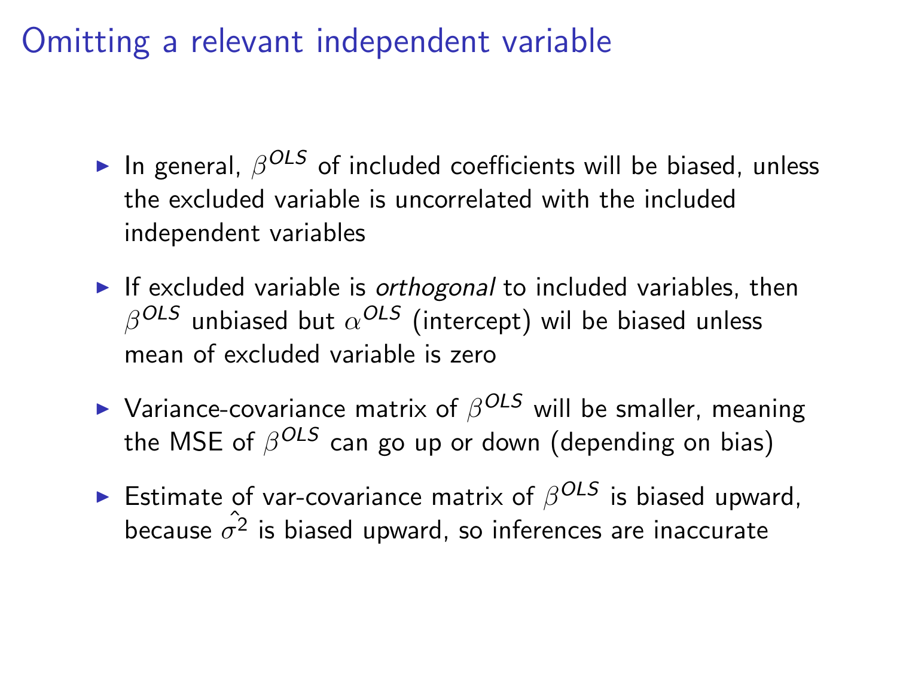# Omitting a relevant independent variable

- In general, $\beta^{OLS}$ of included coefficients will be biased, unless the excluded variable is uncorrelated with the included independent variables
- If excluded variable is *orthogonal* to included variables, then $\beta^{OLS}$ unbiased but $\alpha^{OLS}$ (intercept) wil be biased unless mean of excluded variable is zero
- Variance-covariance matrix of $\beta^{OLS}$ will be smaller, meaning the MSE of $\beta^{OLS}$ can go up or down (depending on bias)
- Estimate of var-covariance matrix of $\beta^{OLS}$ is biased upward, because $\hat{\sigma^2}$ is biased upward, so inferences are inaccurate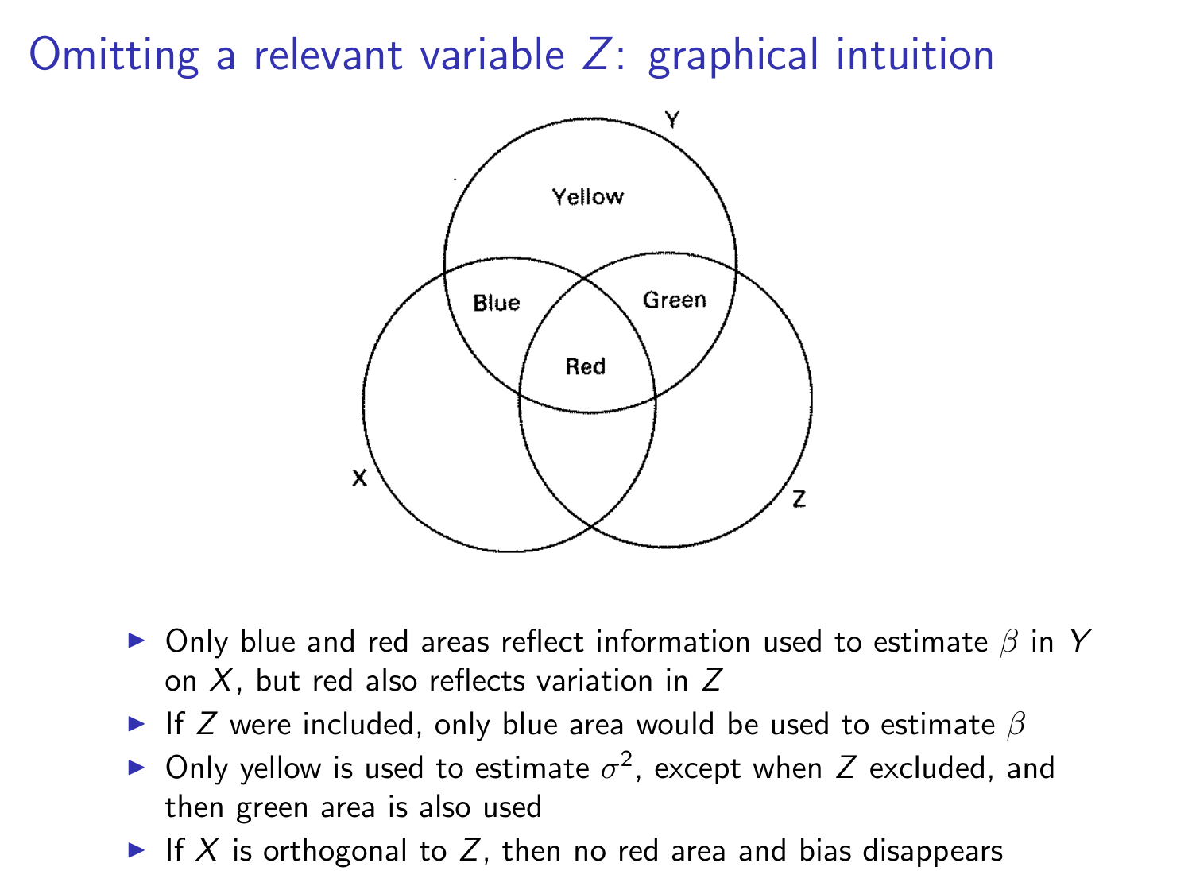# Omitting a relevant variable $Z$: graphical intuition

- Only blue and red areas reflect information used to estimate $\beta$ in $Y$ on $X$, but red also reflects variation in $Z$
- If $Z$ were included, only blue area would be used to estimate $\beta$
- Only yellow is used to estimate $\sigma^2$, except when $Z$ excluded, and then green area is also used
- If $X$ is orthogonal to $Z$, then no red area and bias disappears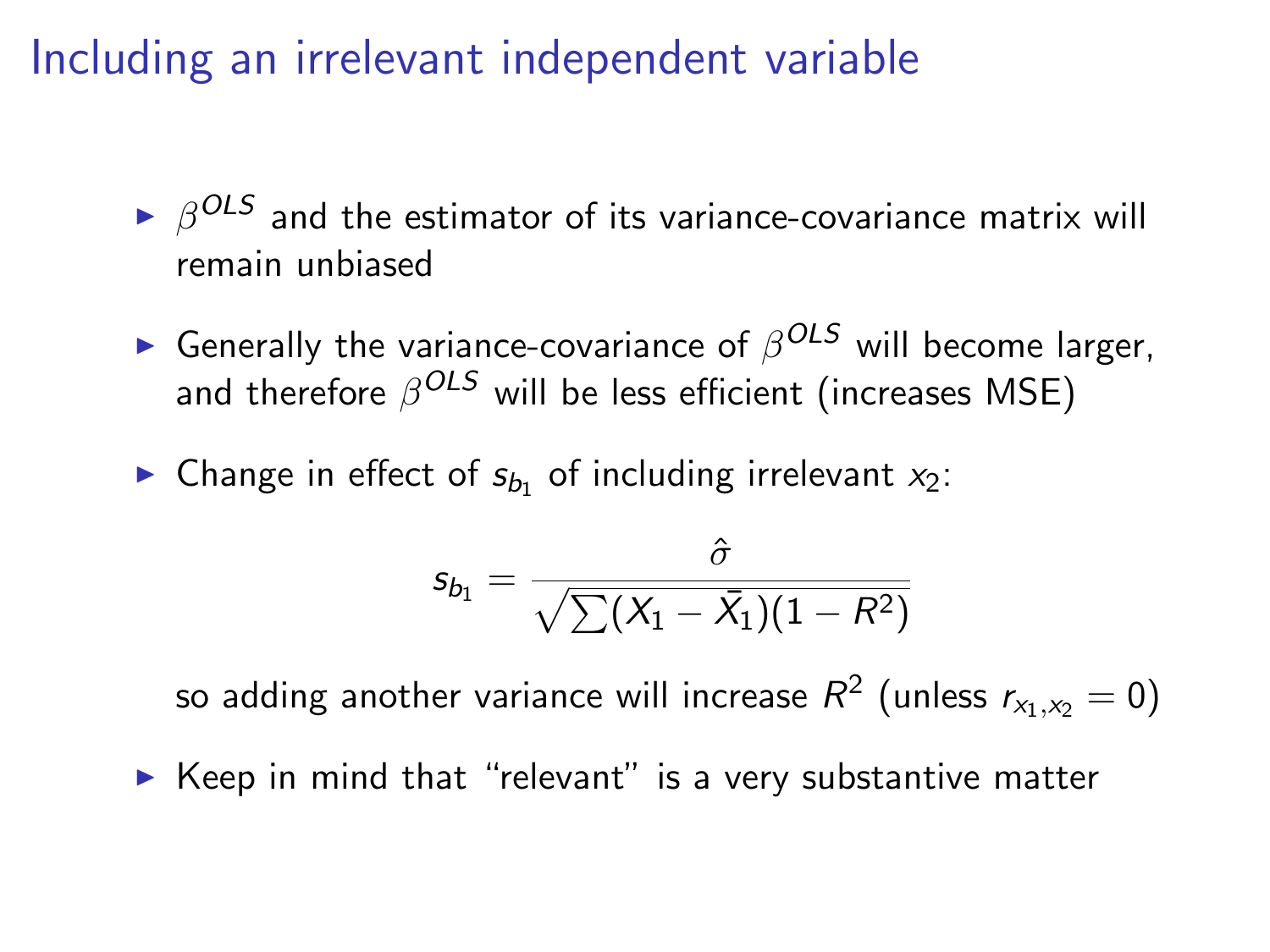# Including an irrelevant independent variable

- $\beta^{OLS}$ and the estimator of its variance-covariance matrix will remain unbiased
- Generally the variance-covariance of $\beta^{OLS}$ will become larger, and therefore $\beta^{OLS}$ will be less efficient (increases MSE)
- Change in effect of $s_{b_1}$ of including irrelevant $x_2$:

$$s_{b_1} = \frac{\hat{\sigma}}{\sqrt{\sum(X_1 - \bar{X}_1)(1 - R^2)}}$$

so adding another variance will increase $R^2$ (unless $r_{x_1,x_2} = 0$)

- Keep in mind that "relevant" is a very substantive matter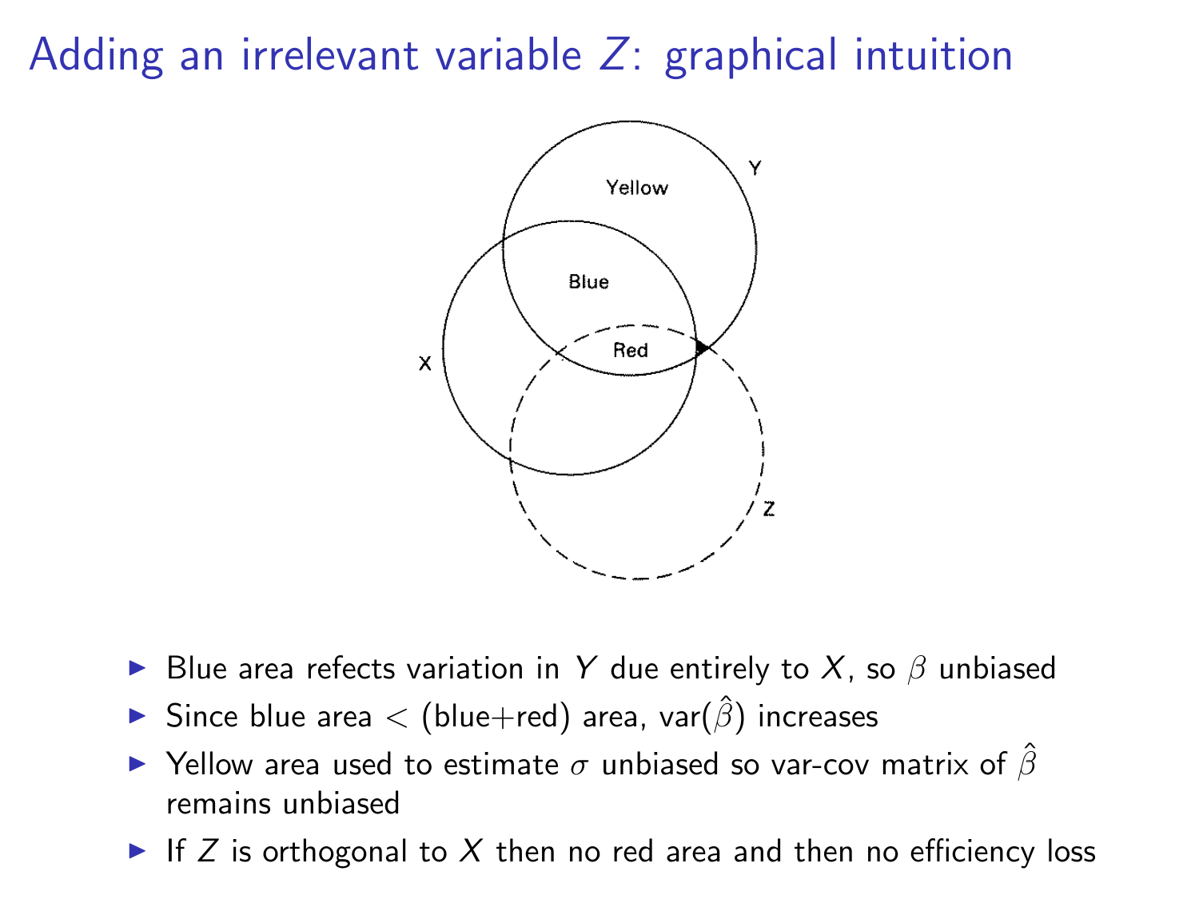# Adding an irrelevant variable $Z$: graphical intuition

- Blue area refects variation in $Y$ due entirely to $X$, so $\beta$ unbiased
- Since blue area < (blue+red) area, var($\hat{\beta}$) increases
- Yellow area used to estimate $\sigma$ unbiased so var-cov matrix of $\hat{\beta}$ remains unbiased
- If $Z$ is orthogonal to $X$ then no red area and then no efficiency loss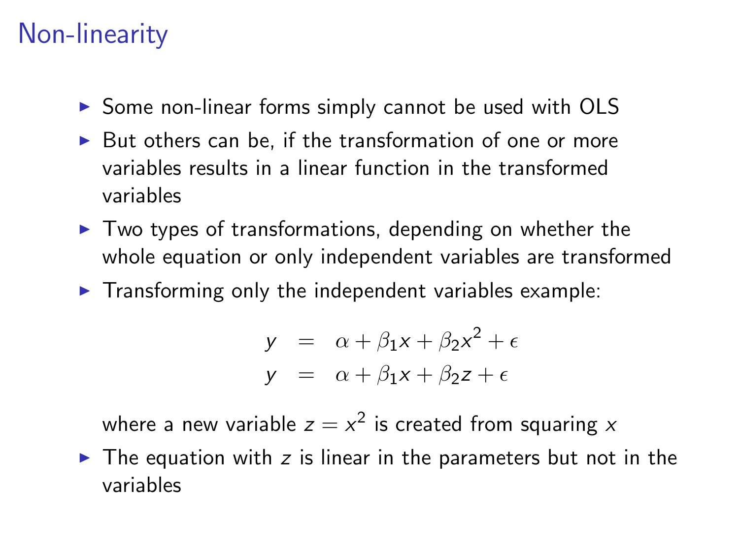# Non-linearity

- Some non-linear forms simply cannot be used with OLS
- But others can be, if the transformation of one or more variables results in a linear function in the transformed variables
- Two types of transformations, depending on whether the whole equation or only independent variables are transformed
- Transforming only the independent variables example:

$$
\begin{aligned}
y &= \alpha + \beta_1 x + \beta_2 x^2 + \epsilon \\
y &= \alpha + \beta_1 x + \beta_2 z + \epsilon
\end{aligned}
$$

  where a new variable $z = x^2$ is created from squaring $x$

- The equation with $z$ is linear in the parameters but not in the variables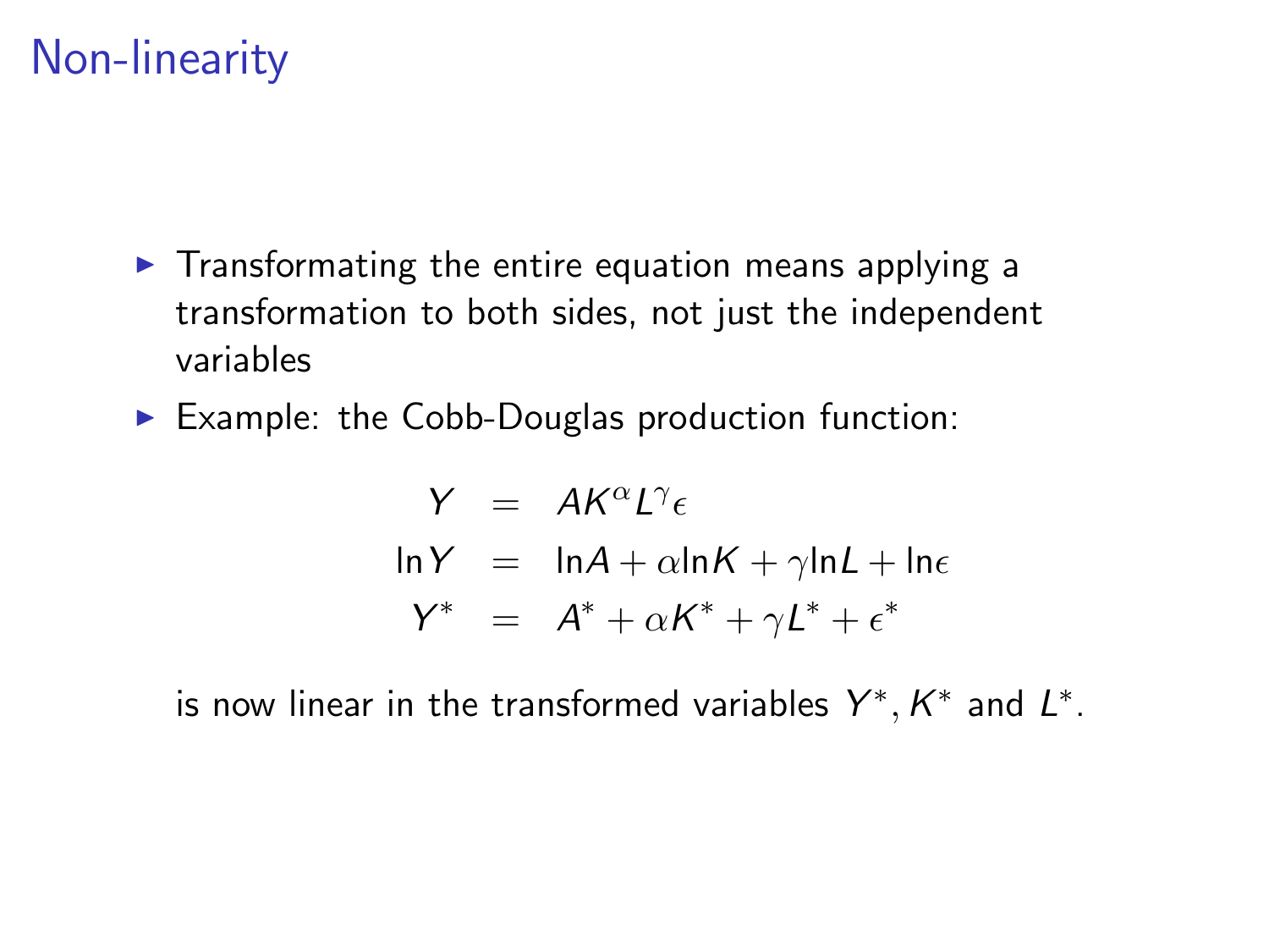# Non-linearity

- Transformating the entire equation means applying a transformation to both sides, not just the independent variables
- Example: the Cobb-Douglas production function:

$$
\begin{aligned}
Y &= AK^{\alpha}L^{\gamma}\epsilon \\
\ln Y &= \ln A + \alpha \ln K + \gamma \ln L + \ln \epsilon \\
Y^* &= A^* + \alpha K^* + \gamma L^* + \epsilon^*
\end{aligned}
$$

is now linear in the transformed variables $Y^*, K^*$ and $L^*$.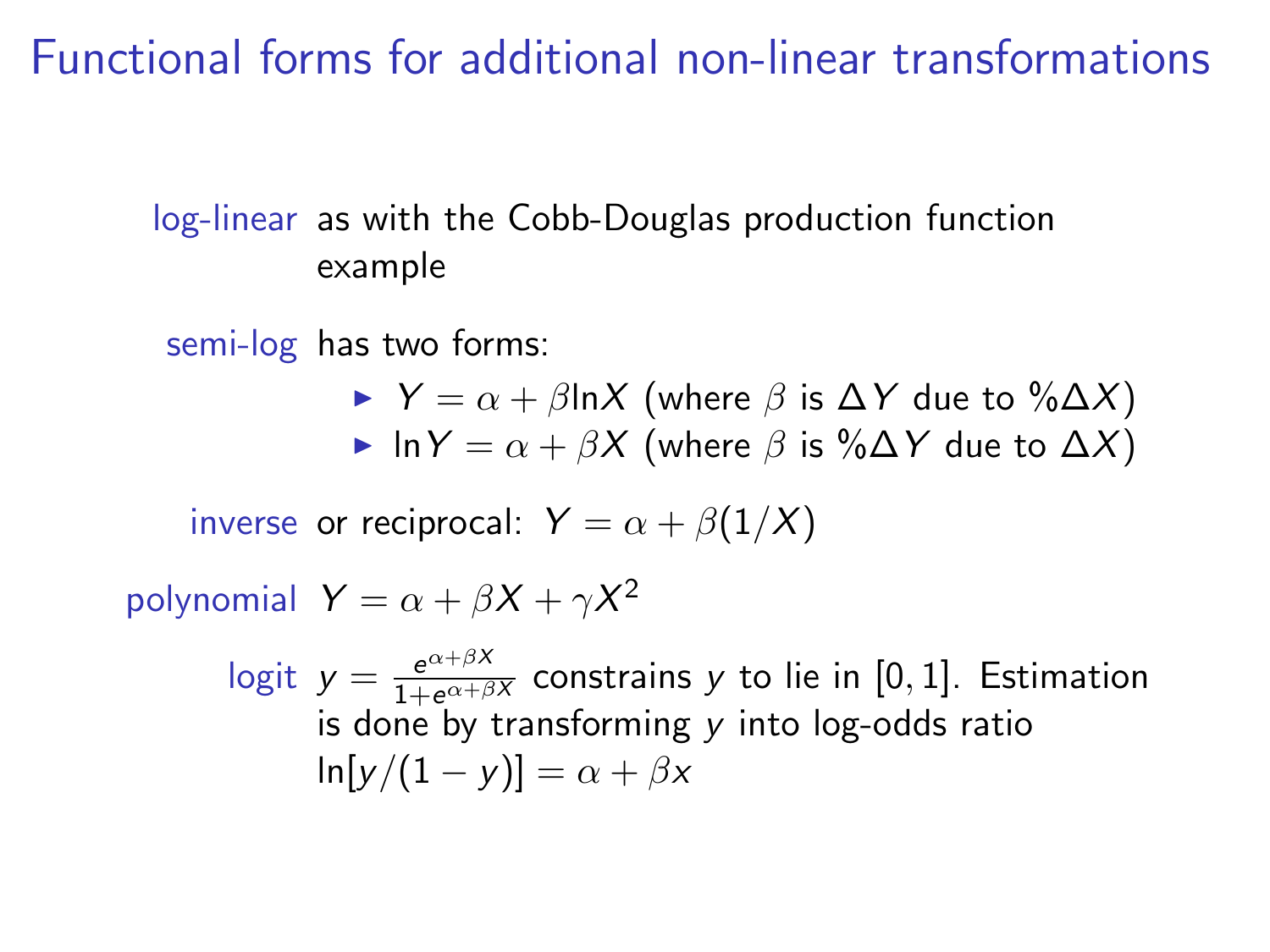# Functional forms for additional non-linear transformations

**log-linear** as with the Cobb-Douglas production function example

**semi-log** has two forms:

- $Y = \alpha + \beta \ln X$ (where $\beta$ is $\Delta Y$ due to $\%\Delta X$)
- $\ln Y = \alpha + \beta X$ (where $\beta$ is $\%\Delta Y$ due to $\Delta X$)

**inverse** or reciprocal: $Y = \alpha + \beta(1/X)$

**polynomial** $Y = \alpha + \beta X + \gamma X^2$

**logit** $y = \frac{e^{\alpha+\beta X}}{1+e^{\alpha+\beta X}}$ constrains $y$ to lie in $[0, 1]$. Estimation is done by transforming $y$ into log-odds ratio $\ln[y/(1-y)] = \alpha + \beta x$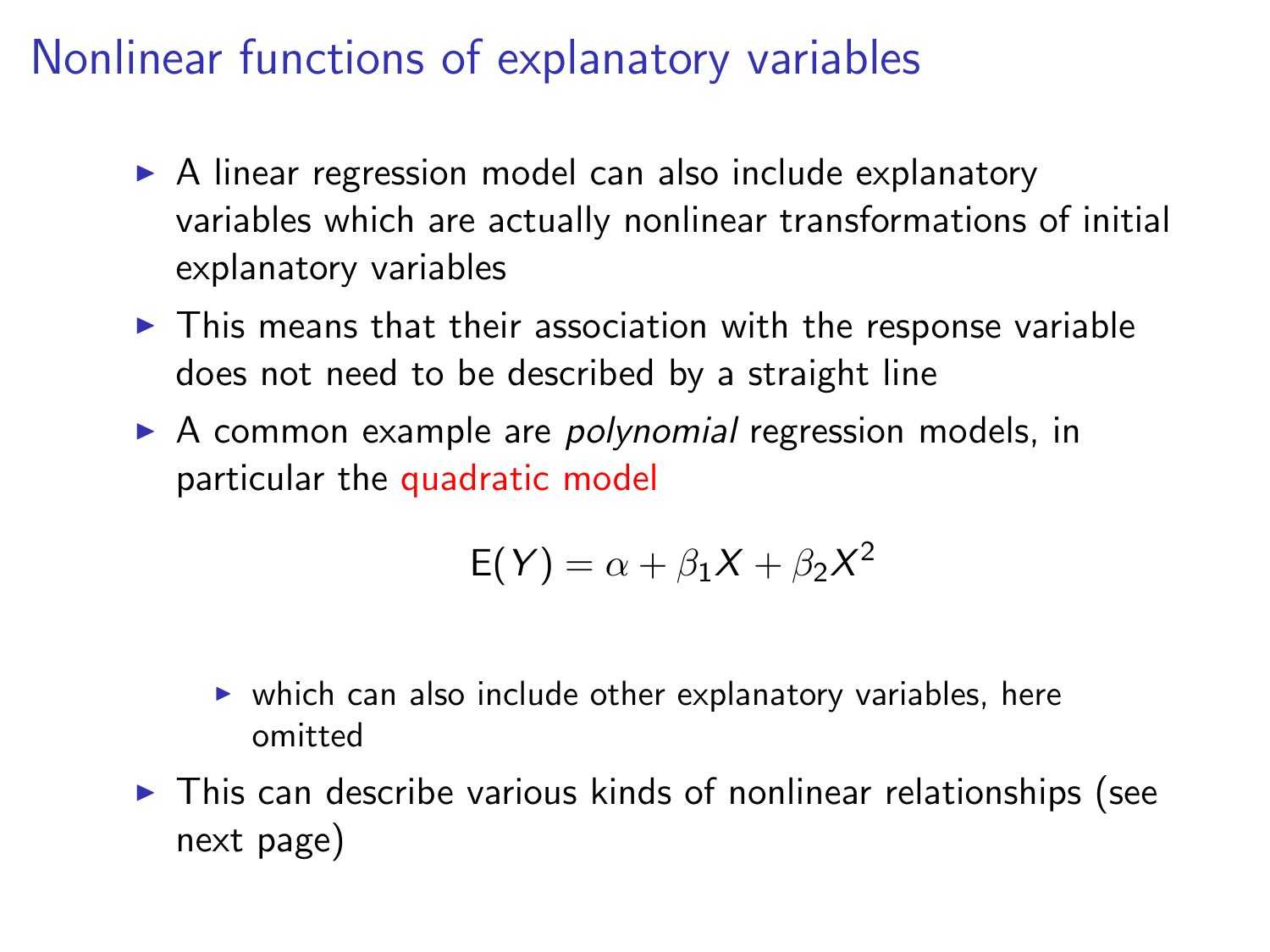# Nonlinear functions of explanatory variables

- A linear regression model can also include explanatory variables which are actually nonlinear transformations of initial explanatory variables
- This means that their association with the response variable does not need to be described by a straight line
- A common example are *polynomial* regression models, in particular the quadratic model

$$E(Y) = \alpha + \beta_1 X + \beta_2 X^2$$

  - which can also include other explanatory variables, here omitted
- This can describe various kinds of nonlinear relationships (see next page)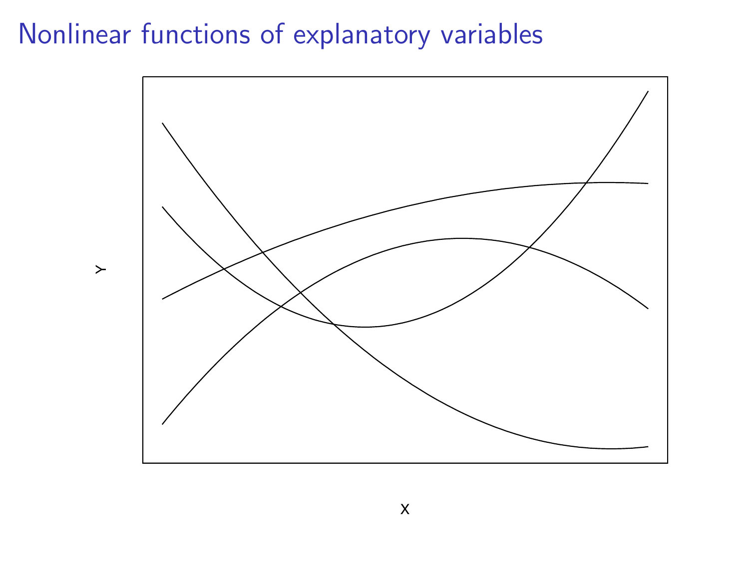# Nonlinear functions of explanatory variables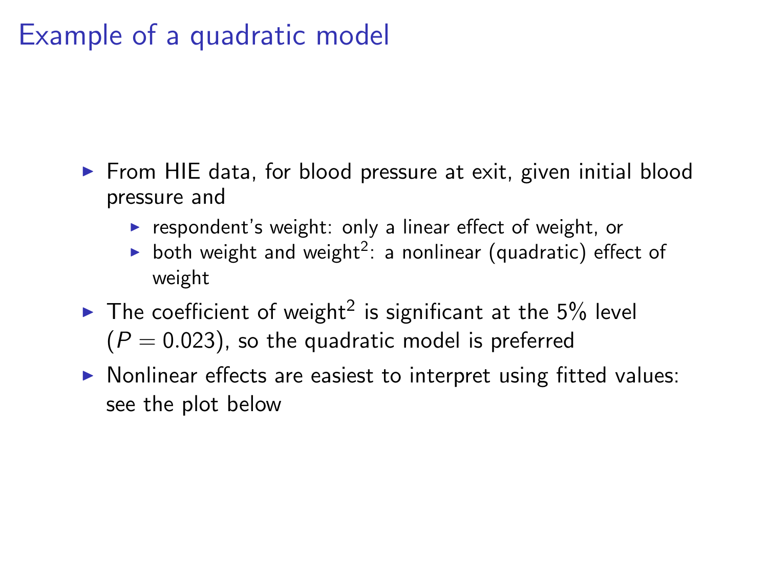# Example of a quadratic model

- From HIE data, for blood pressure at exit, given initial blood pressure and
  - respondent's weight: only a linear effect of weight, or
  - both weight and weight$^2$: a nonlinear (quadratic) effect of weight
- The coefficient of weight$^2$ is significant at the 5% level ($P = 0.023$), so the quadratic model is preferred
- Nonlinear effects are easiest to interpret using fitted values: see the plot below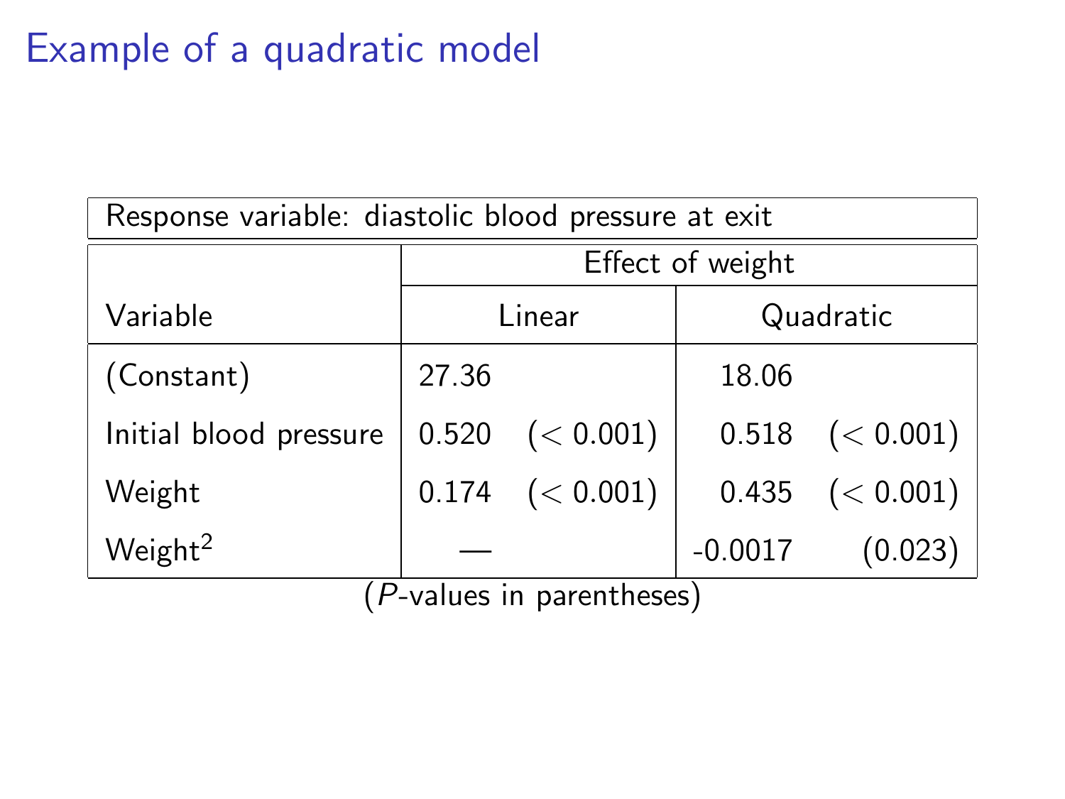# Example of a quadratic model

| Response variable: diastolic blood pressure at exit | | | | |
|---|---|---|---|---|
| | Effect of weight | | | |
| Variable | Linear | | Quadratic | |
| (Constant) | 27.36 | | 18.06 | |
| Initial blood pressure | 0.520 | ($< 0.001$) | 0.518 | ($< 0.001$) |
| Weight | 0.174 | ($< 0.001$) | 0.435 | ($< 0.001$) |
| Weight$^2$ | — | | -0.0017 | (0.023) |

($P$-values in parentheses)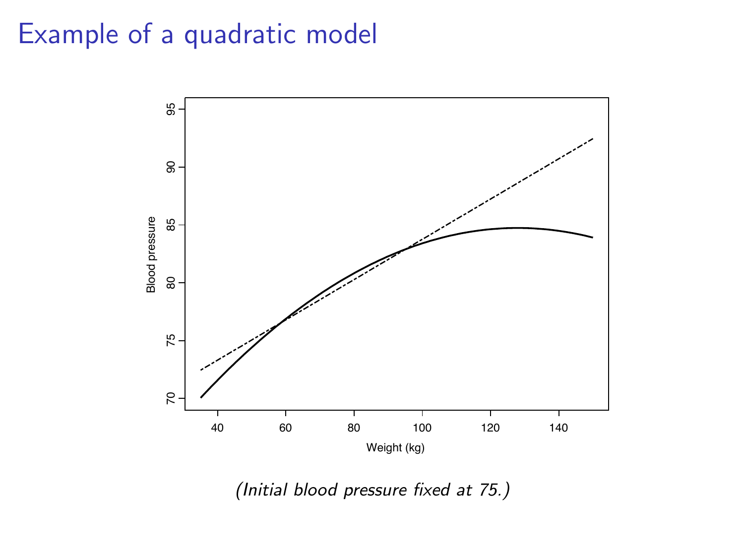# Example of a quadratic model

*(Initial blood pressure fixed at 75.)*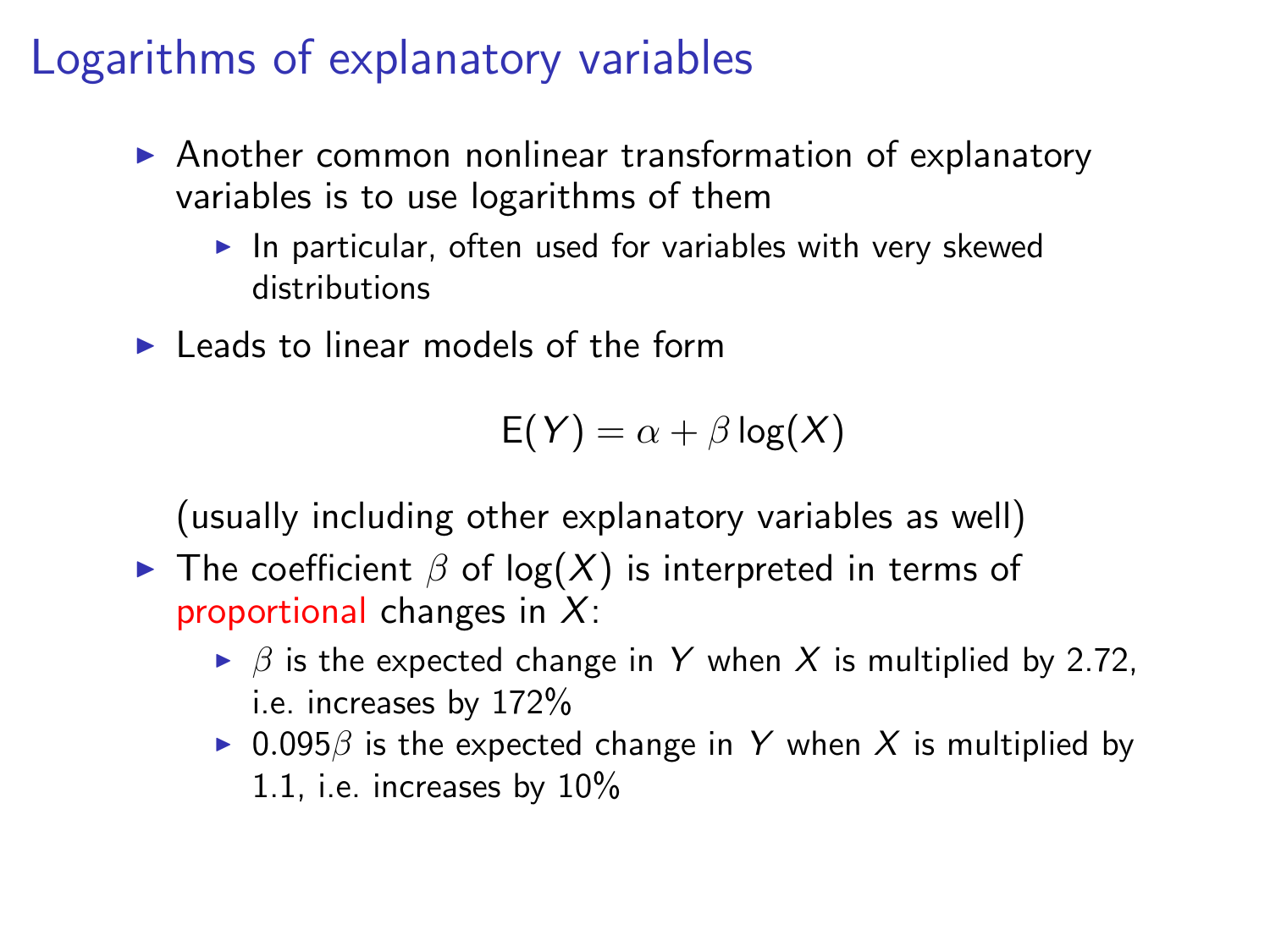# Logarithms of explanatory variables

- Another common nonlinear transformation of explanatory variables is to use logarithms of them
  - In particular, often used for variables with very skewed distributions
- Leads to linear models of the form

$$\mathrm{E}(Y) = \alpha + \beta \log(X)$$

(usually including other explanatory variables as well)

- The coefficient $\beta$ of $\log(X)$ is interpreted in terms of proportional changes in $X$:
  - $\beta$ is the expected change in $Y$ when $X$ is multiplied by 2.72, i.e. increases by 172%
  - $0.095\beta$ is the expected change in $Y$ when $X$ is multiplied by 1.1, i.e. increases by 10%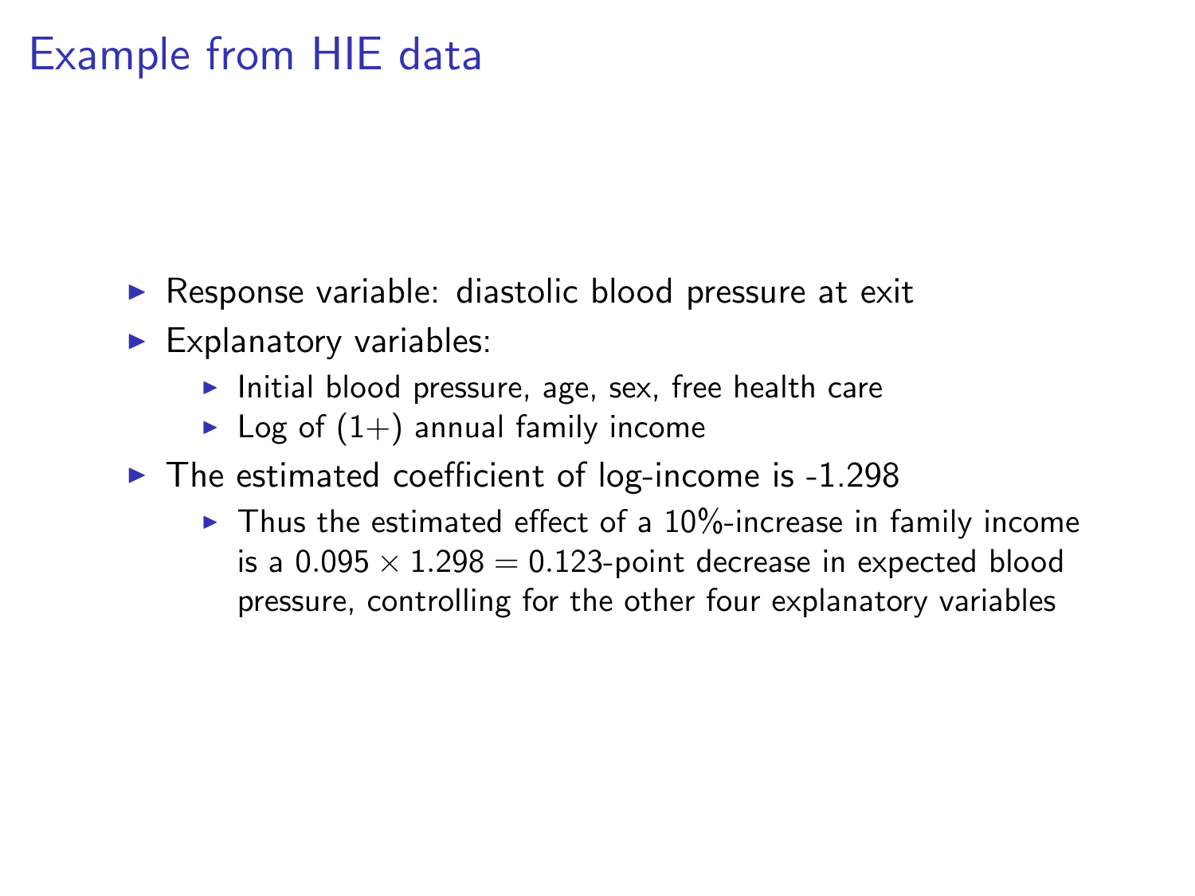# Example from HIE data

- Response variable: diastolic blood pressure at exit
- Explanatory variables:
  - Initial blood pressure, age, sex, free health care
  - Log of $(1+)$ annual family income
- The estimated coefficient of log-income is -1.298
  - Thus the estimated effect of a 10%-increase in family income is a $0.095 \times 1.298 = 0.123$-point decrease in expected blood pressure, controlling for the other four explanatory variables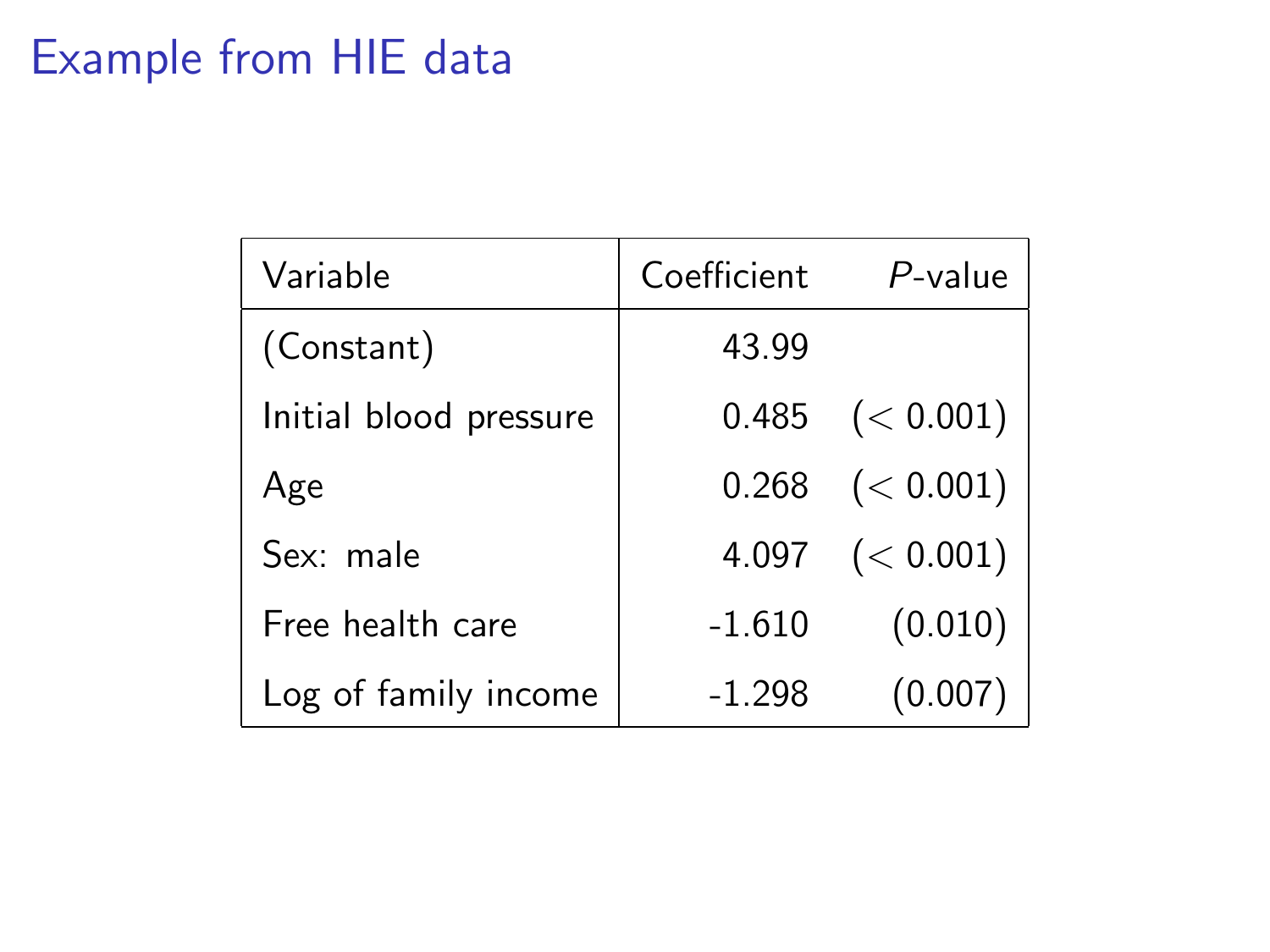# Example from HIE data

| Variable | Coefficient | *P*-value |
|---|---|---|
| (Constant) | 43.99 | |
| Initial blood pressure | 0.485 | ($< 0.001$) |
| Age | 0.268 | ($< 0.001$) |
| Sex: male | 4.097 | ($< 0.001$) |
| Free health care | -1.610 | (0.010) |
| Log of family income | -1.298 | (0.007) |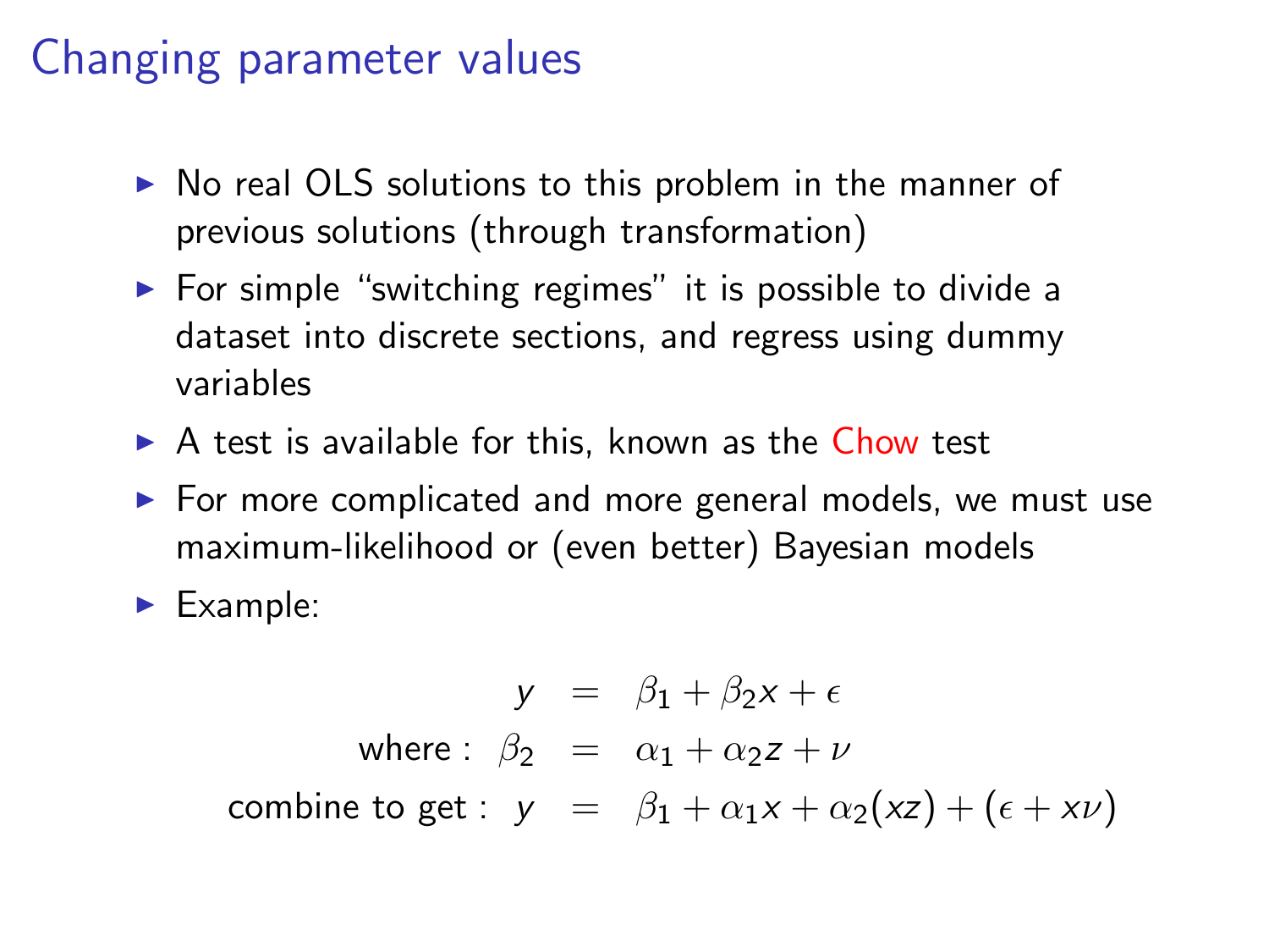# Changing parameter values

- No real OLS solutions to this problem in the manner of previous solutions (through transformation)
- For simple "switching regimes" it is possible to divide a dataset into discrete sections, and regress using dummy variables
- A test is available for this, known as the Chow test
- For more complicated and more general models, we must use maximum-likelihood or (even better) Bayesian models
- Example:

$$
\begin{aligned}
y &= \beta_1 + \beta_2 x + \epsilon \\
\text{where}: \ \beta_2 &= \alpha_1 + \alpha_2 z + \nu \\
\text{combine to get}: \ y &= \beta_1 + \alpha_1 x + \alpha_2 (xz) + (\epsilon + x\nu)
\end{aligned}
$$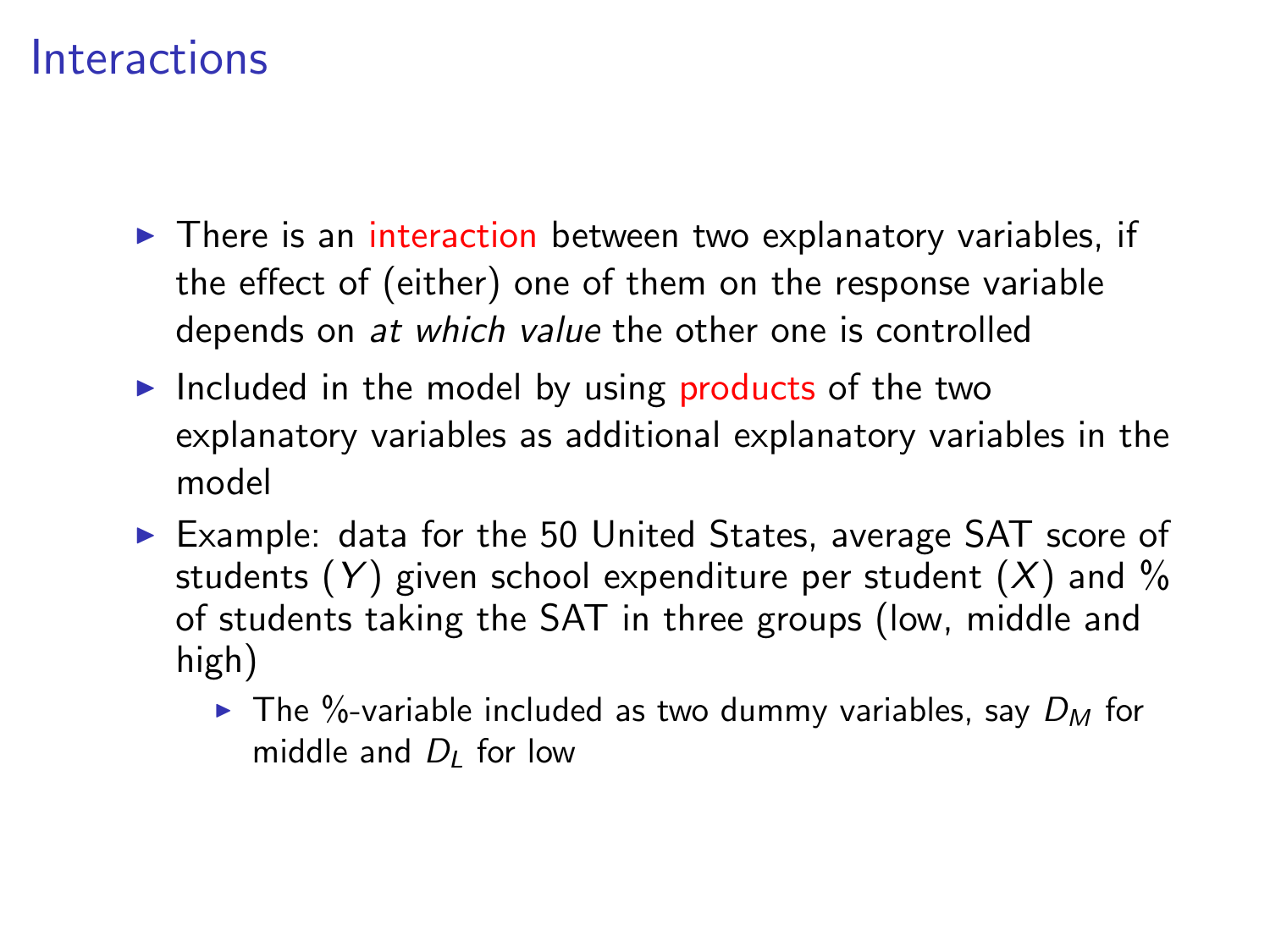# Interactions

- There is an interaction between two explanatory variables, if the effect of (either) one of them on the response variable depends on *at which value* the other one is controlled
- Included in the model by using products of the two explanatory variables as additional explanatory variables in the model
- Example: data for the 50 United States, average SAT score of students ($Y$) given school expenditure per student ($X$) and % of students taking the SAT in three groups (low, middle and high)
  - The %-variable included as two dummy variables, say $D_M$ for middle and $D_L$ for low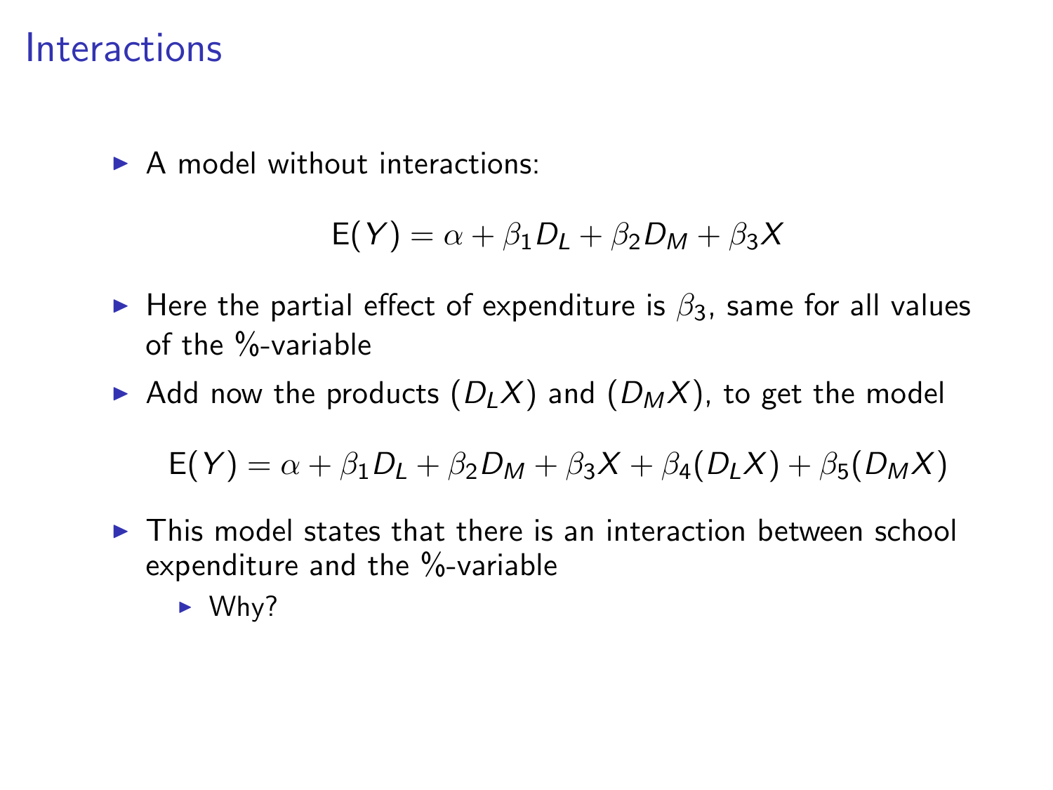# Interactions

- A model without interactions:

$$\mathrm{E}(Y) = \alpha + \beta_1 D_L + \beta_2 D_M + \beta_3 X$$

- Here the partial effect of expenditure is $\beta_3$, same for all values of the %-variable
- Add now the products $(D_L X)$ and $(D_M X)$, to get the model

$$\mathrm{E}(Y) = \alpha + \beta_1 D_L + \beta_2 D_M + \beta_3 X + \beta_4 (D_L X) + \beta_5 (D_M X)$$

- This model states that there is an interaction between school expenditure and the %-variable
  - Why?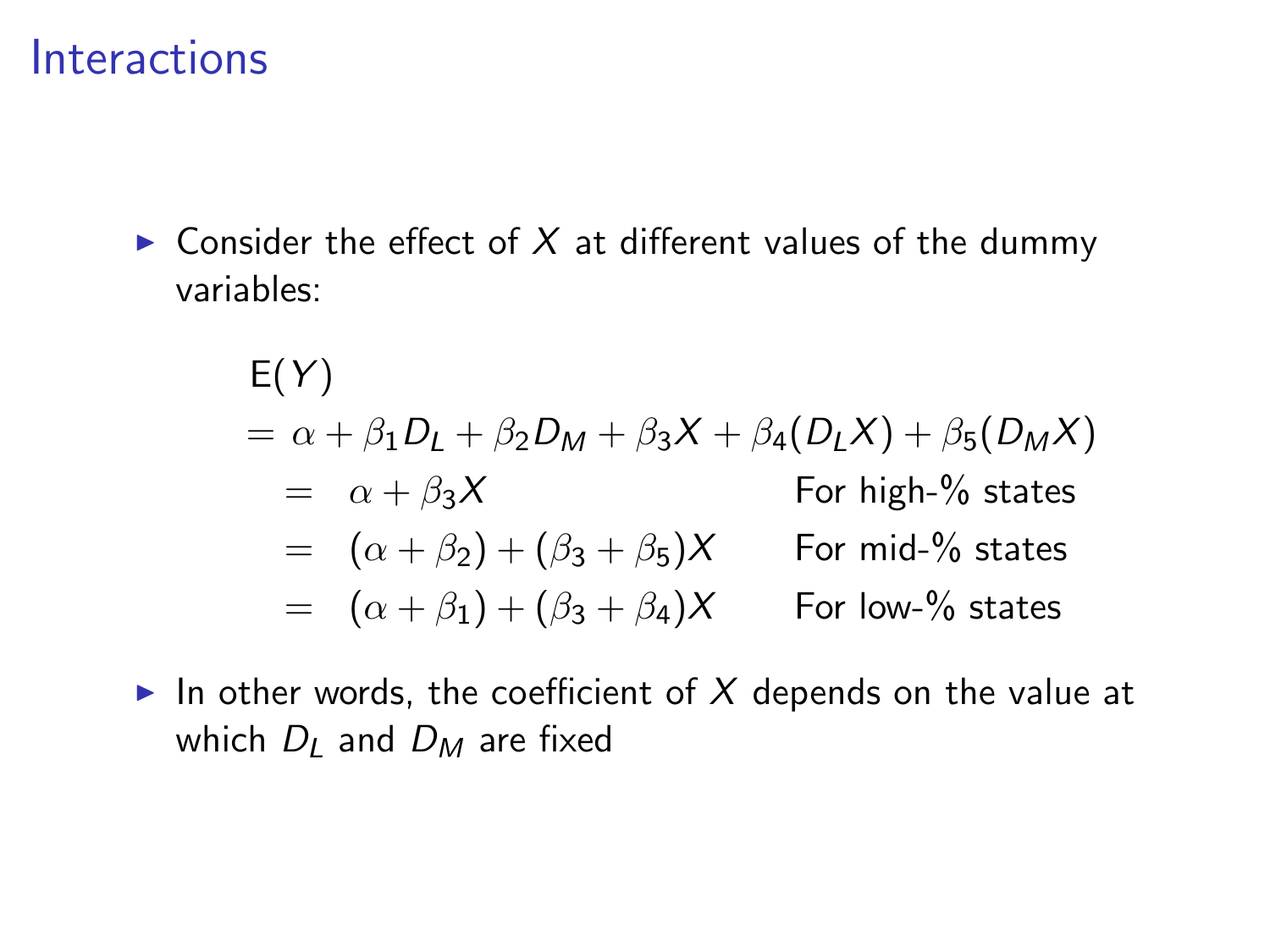# Interactions

- Consider the effect of $X$ at different values of the dummy variables:

$$
\begin{aligned}
& \mathrm{E}(Y) \\
& = \alpha + \beta_1 D_L + \beta_2 D_M + \beta_3 X + \beta_4 (D_L X) + \beta_5 (D_M X) \\
& \quad = \alpha + \beta_3 X \qquad \qquad \qquad \quad \text{For high-\% states} \\
& \quad = (\alpha + \beta_2) + (\beta_3 + \beta_5) X \qquad \text{For mid-\% states} \\
& \quad = (\alpha + \beta_1) + (\beta_3 + \beta_4) X \qquad \text{For low-\% states}
\end{aligned}
$$

- In other words, the coefficient of $X$ depends on the value at which $D_L$ and $D_M$ are fixed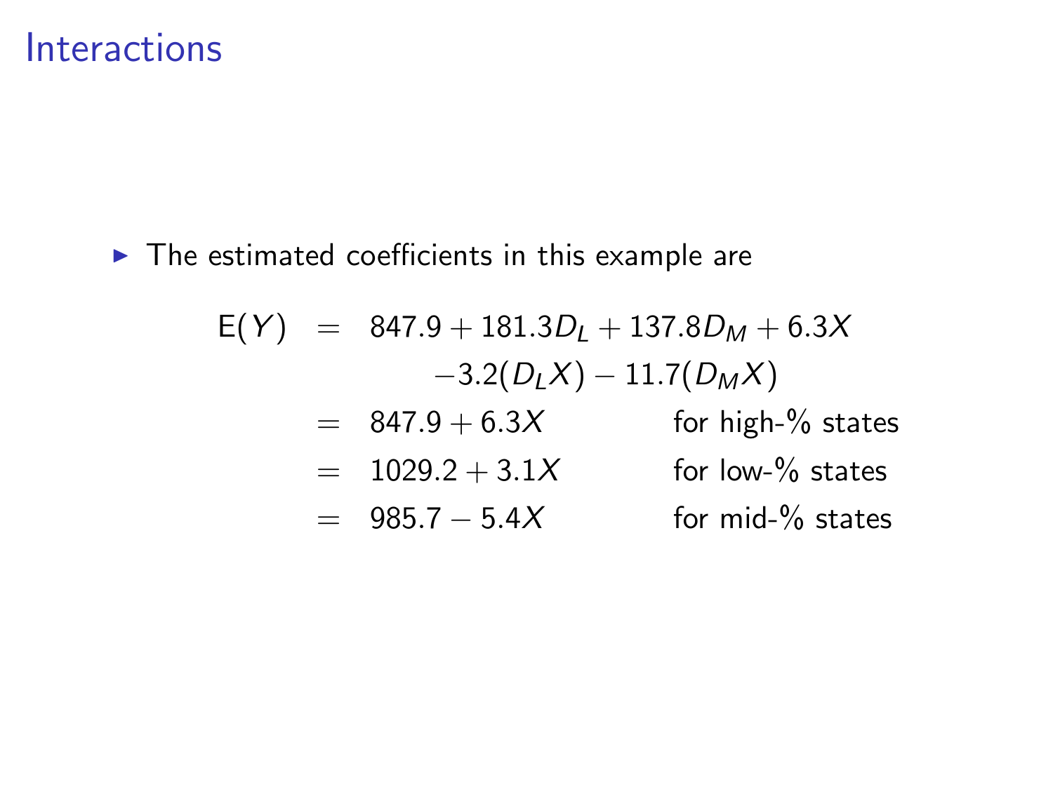# Interactions

- The estimated coefficients in this example are

$$
\begin{aligned}
\mathrm{E}(Y) &= 847.9 + 181.3D_L + 137.8D_M + 6.3X \\
&\qquad\quad -3.2(D_L X) - 11.7(D_M X) \\
&= 847.9 + 6.3X \qquad\qquad \text{for high-\% states} \\
&= 1029.2 + 3.1X \qquad\qquad \text{for low-\% states} \\
&= 985.7 - 5.4X \qquad\qquad \text{for mid-\% states}
\end{aligned}
$$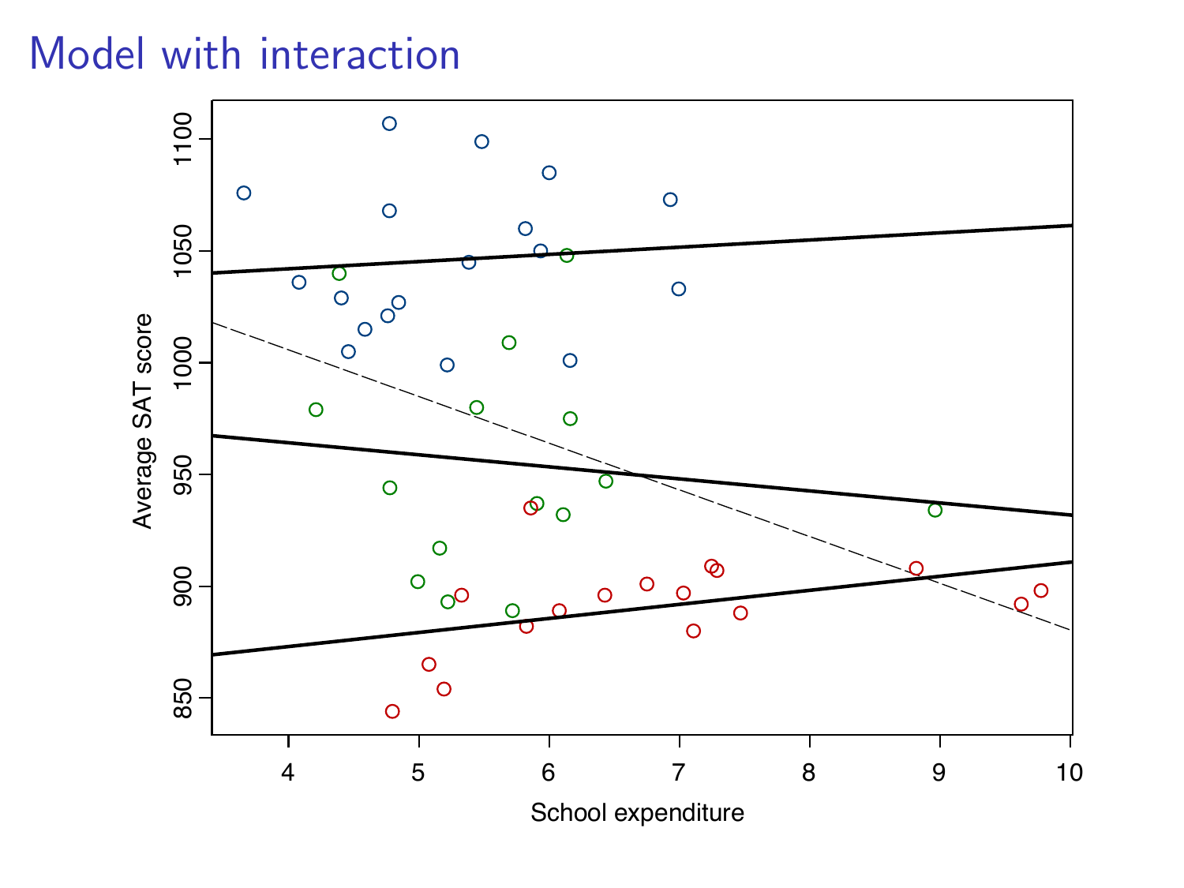# Model with interaction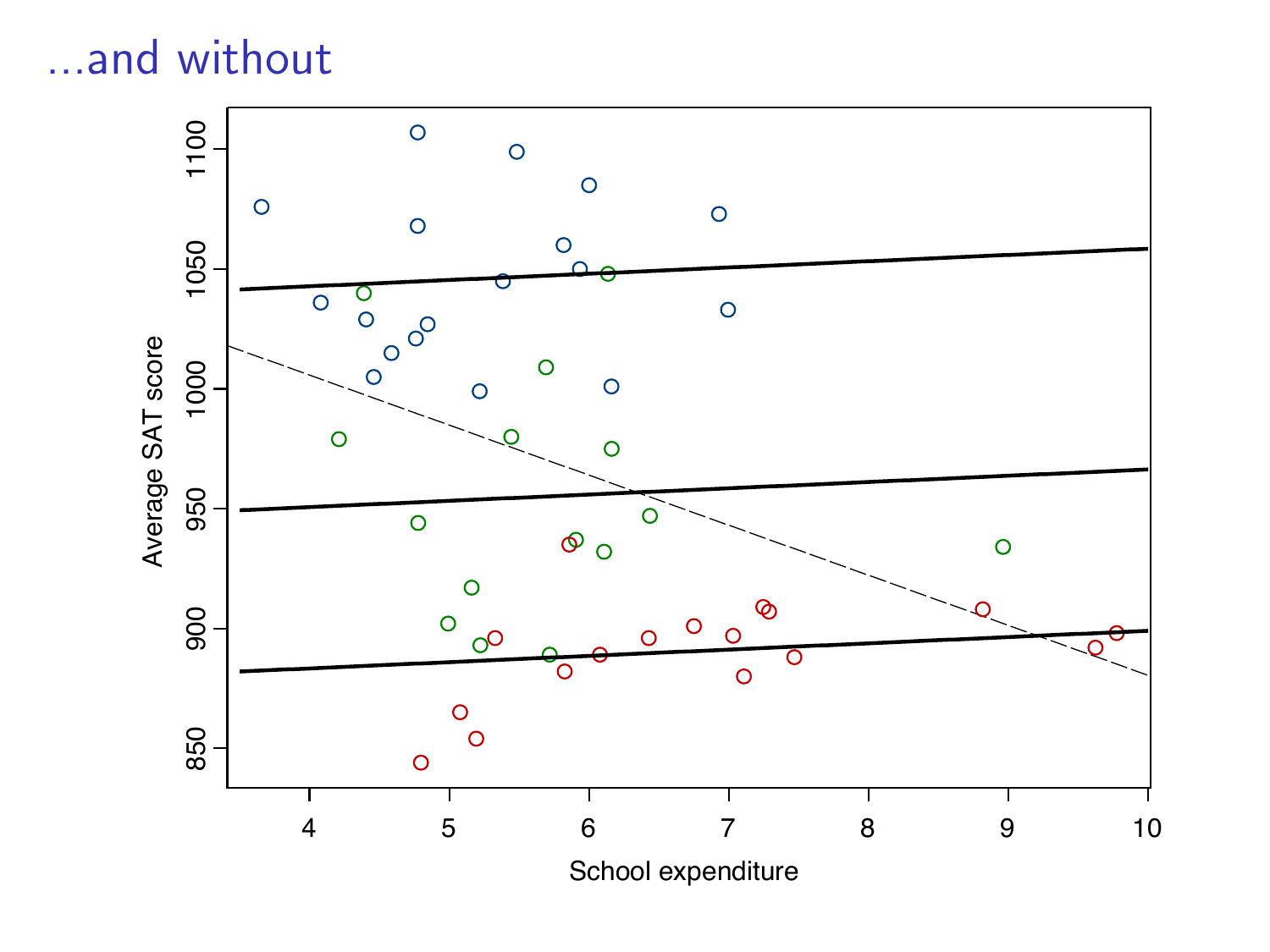# ...and without

Average SAT score

School expenditure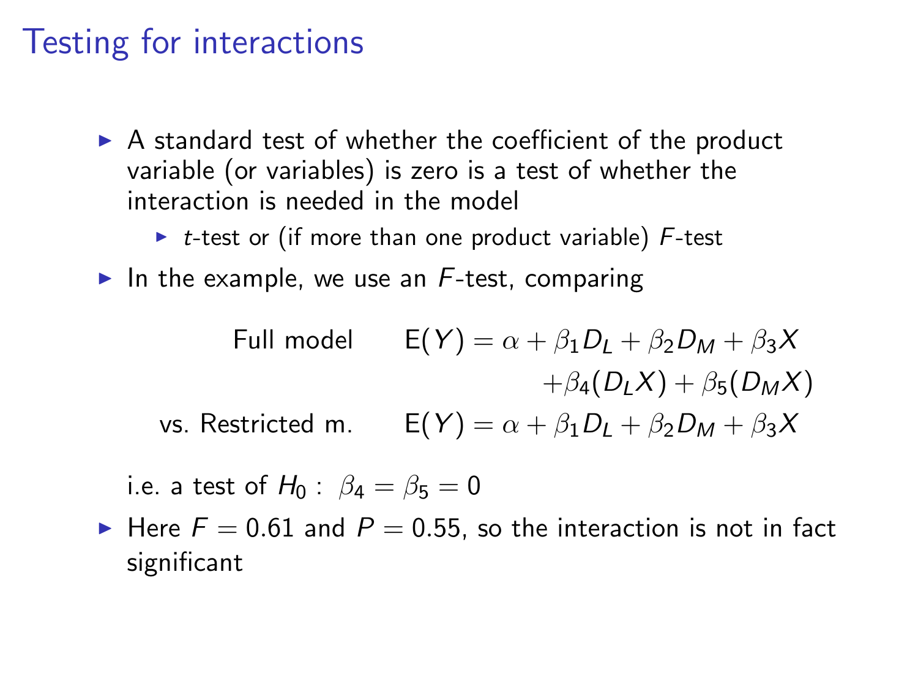# Testing for interactions

- A standard test of whether the coefficient of the product variable (or variables) is zero is a test of whether the interaction is needed in the model
  - $t$-test or (if more than one product variable) $F$-test
- In the example, we use an $F$-test, comparing

$$
\begin{aligned}
\text{Full model} \qquad & \mathrm{E}(Y) = \alpha + \beta_1 D_L + \beta_2 D_M + \beta_3 X \\
& \qquad\qquad + \beta_4 (D_L X) + \beta_5 (D_M X) \\
\text{vs. Restricted m.} \qquad & \mathrm{E}(Y) = \alpha + \beta_1 D_L + \beta_2 D_M + \beta_3 X
\end{aligned}
$$

  i.e. a test of $H_0: \ \beta_4 = \beta_5 = 0$

- Here $F = 0.61$ and $P = 0.55$, so the interaction is not in fact significant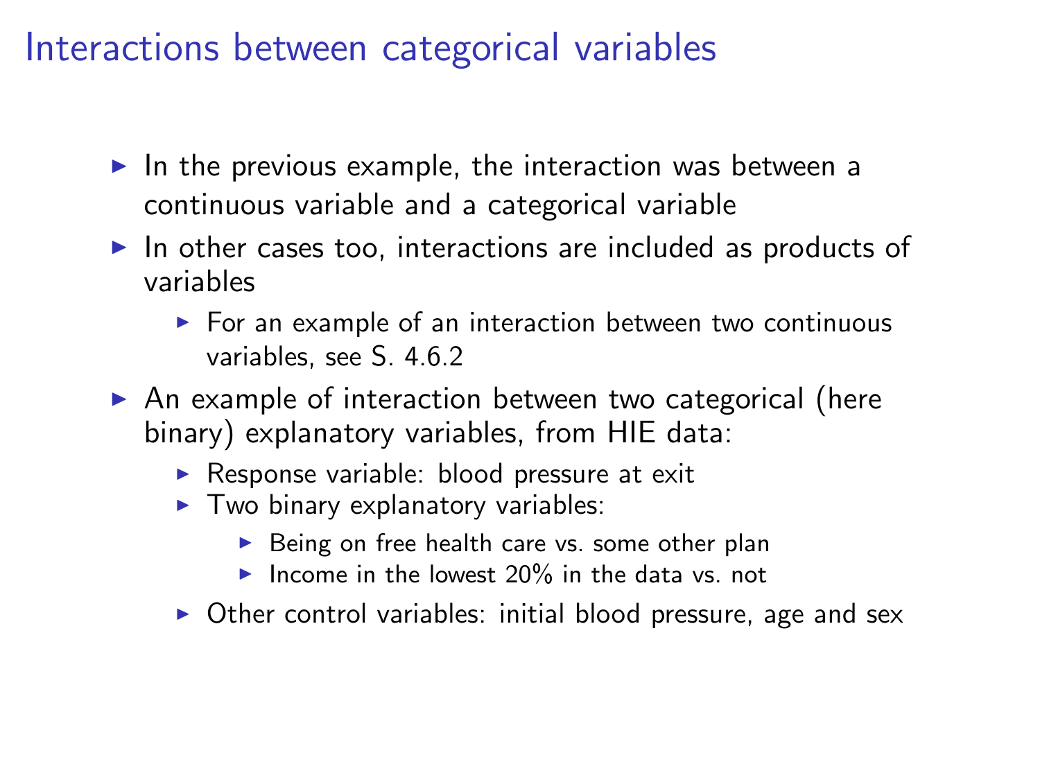# Interactions between categorical variables

- In the previous example, the interaction was between a continuous variable and a categorical variable
- In other cases too, interactions are included as products of variables
  - For an example of an interaction between two continuous variables, see S. 4.6.2
- An example of interaction between two categorical (here binary) explanatory variables, from HIE data:
  - Response variable: blood pressure at exit
  - Two binary explanatory variables:
    - Being on free health care vs. some other plan
    - Income in the lowest 20% in the data vs. not
  - Other control variables: initial blood pressure, age and sex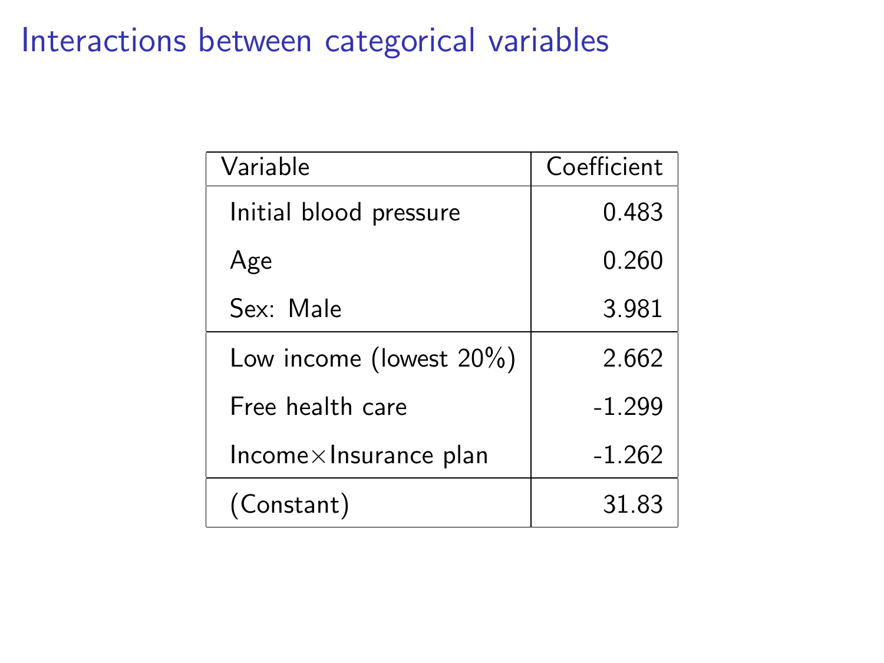# Interactions between categorical variables

| Variable | Coefficient |
|---|---:|
| Initial blood pressure | 0.483 |
| Age | 0.260 |
| Sex: Male | 3.981 |
| Low income (lowest 20%) | 2.662 |
| Free health care | -1.299 |
| Income$\times$Insurance plan | -1.262 |
| (Constant) | 31.83 |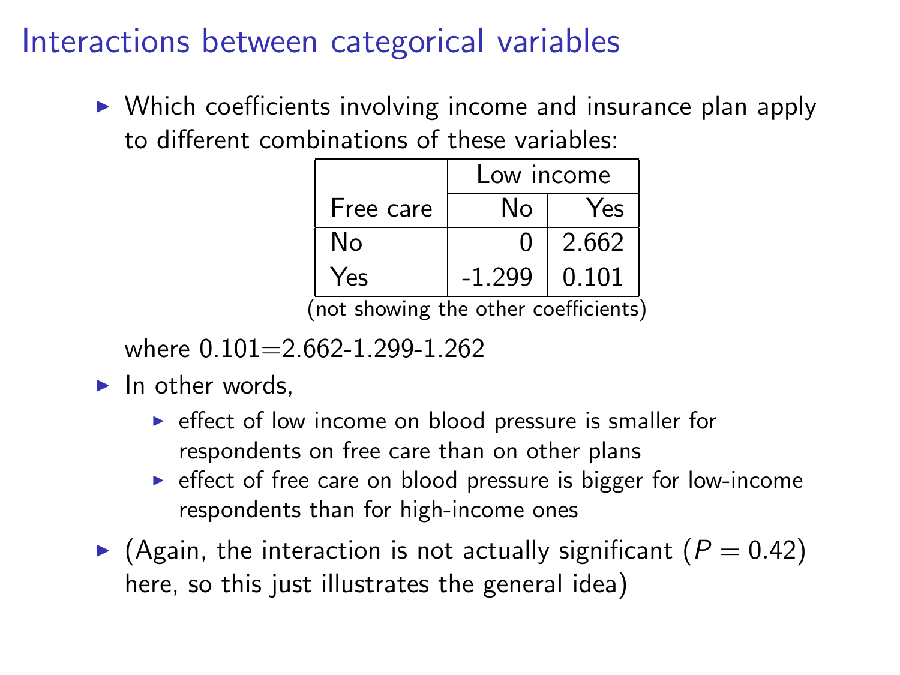# Interactions between categorical variables

- Which coefficients involving income and insurance plan apply to different combinations of these variables:

| | Low income | |
|---|---|---|
| Free care | No | Yes |
| No | 0 | 2.662 |
| Yes | -1.299 | 0.101 |

(not showing the other coefficients)

where 0.101=2.662-1.299-1.262

- In other words,
  - effect of low income on blood pressure is smaller for respondents on free care than on other plans
  - effect of free care on blood pressure is bigger for low-income respondents than for high-income ones
- (Again, the interaction is not actually significant ($P = 0.42$) here, so this just illustrates the general idea)